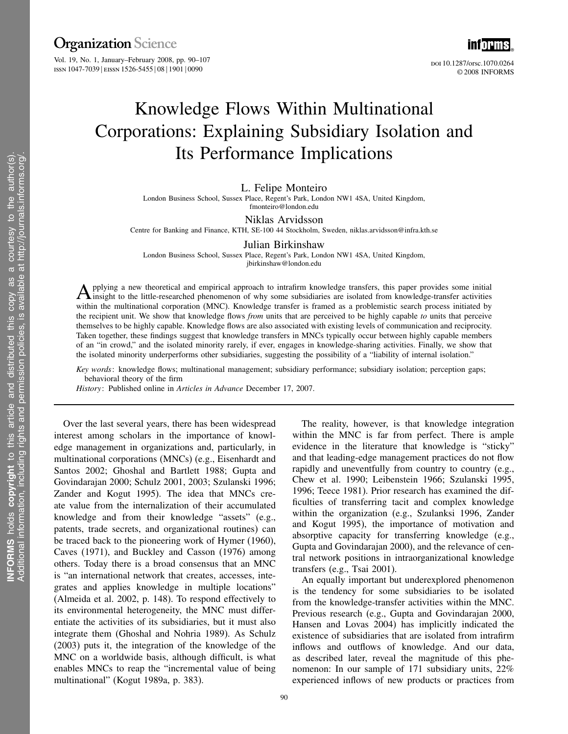# Knowledge Flows Within Multinational Corporations: Explaining Subsidiary Isolation and Its Performance Implications

**L. Felipe Monteiro**
London Business School, Sussex Place, Regent's Park, London NW1 4SA, United Kingdom, fmonteiro@london.edu

**Niklas Arvidsson**
Centre for Banking and Finance, KTH, SE-100 44 Stockholm, Sweden, niklas.arvidsson@infra.kth.se

**Julian Birkinshaw**
London Business School, Sussex Place, Regent's Park, London NW1 4SA, United Kingdom, jbirkinshaw@london.edu

Applying a new theoretical and empirical approach to intrafirm knowledge transfers, this paper provides some initial insight to the little-researched phenomenon of why some subsidiaries are isolated from knowledge-transfer activities within the multinational corporation (MNC). Knowledge transfer is framed as a problemistic search process initiated by the recipient unit. We show that knowledge flows *from* units that are perceived to be highly capable *to* units that perceive themselves to be highly capable. Knowledge flows are also associated with existing levels of communication and reciprocity. Taken together, these findings suggest that knowledge transfers in MNCs typically occur between highly capable members of an "in crowd," and the isolated minority rarely, if ever, engages in knowledge-sharing activities. Finally, we show that the isolated minority underperforms other subsidiaries, suggesting the possibility of a "liability of internal isolation."

*Key words*: knowledge flows; multinational management; subsidiary performance; subsidiary isolation; perception gaps; behavioral theory of the firm

*History*: Published online in *Articles in Advance* December 17, 2007.

---

Over the last several years, there has been widespread interest among scholars in the importance of knowledge management in organizations and, particularly, in multinational corporations (MNCs) (e.g., Eisenhardt and Santos 2002; Ghoshal and Bartlett 1988; Gupta and Govindarajan 2000; Schulz 2001, 2003; Szulanski 1996; Zander and Kogut 1995). The idea that MNCs create value from the internalization of their accumulated knowledge and from their knowledge "assets" (e.g., patents, trade secrets, and organizational routines) can be traced back to the pioneering work of Hymer (1960), Caves (1971), and Buckley and Casson (1976) among others. Today there is a broad consensus that an MNC is "an international network that creates, accesses, integrates and applies knowledge in multiple locations" (Almeida et al. 2002, p. 148). To respond effectively to its environmental heterogeneity, the MNC must differentiate the activities of its subsidiaries, but it must also integrate them (Ghoshal and Nohria 1989). As Schulz (2003) puts it, the integration of the knowledge of the MNC on a worldwide basis, although difficult, is what enables MNCs to reap the "incremental value of being multinational" (Kogut 1989a, p. 383).

The reality, however, is that knowledge integration within the MNC is far from perfect. There is ample evidence in the literature that knowledge is "sticky" and that leading-edge management practices do not flow rapidly and uneventfully from country to country (e.g., Chew et al. 1990; Leibenstein 1966; Szulanski 1995, 1996; Teece 1981). Prior research has examined the difficulties of transferring tacit and complex knowledge within the organization (e.g., Szulanksi 1996, Zander and Kogut 1995), the importance of motivation and absorptive capacity for transferring knowledge (e.g., Gupta and Govindarajan 2000), and the relevance of central network positions in intraorganizational knowledge transfers (e.g., Tsai 2001).

An equally important but underexplored phenomenon is the tendency for some subsidiaries to be isolated from the knowledge-transfer activities within the MNC. Previous research (e.g., Gupta and Govindarajan 2000, Hansen and Lovas 2004) has implicitly indicated the existence of subsidiaries that are isolated from intrafirm inflows and outflows of knowledge. And our data, as described later, reveal the magnitude of this phenomenon: In our sample of 171 subsidiary units, 22% experienced inflows of new products or practices from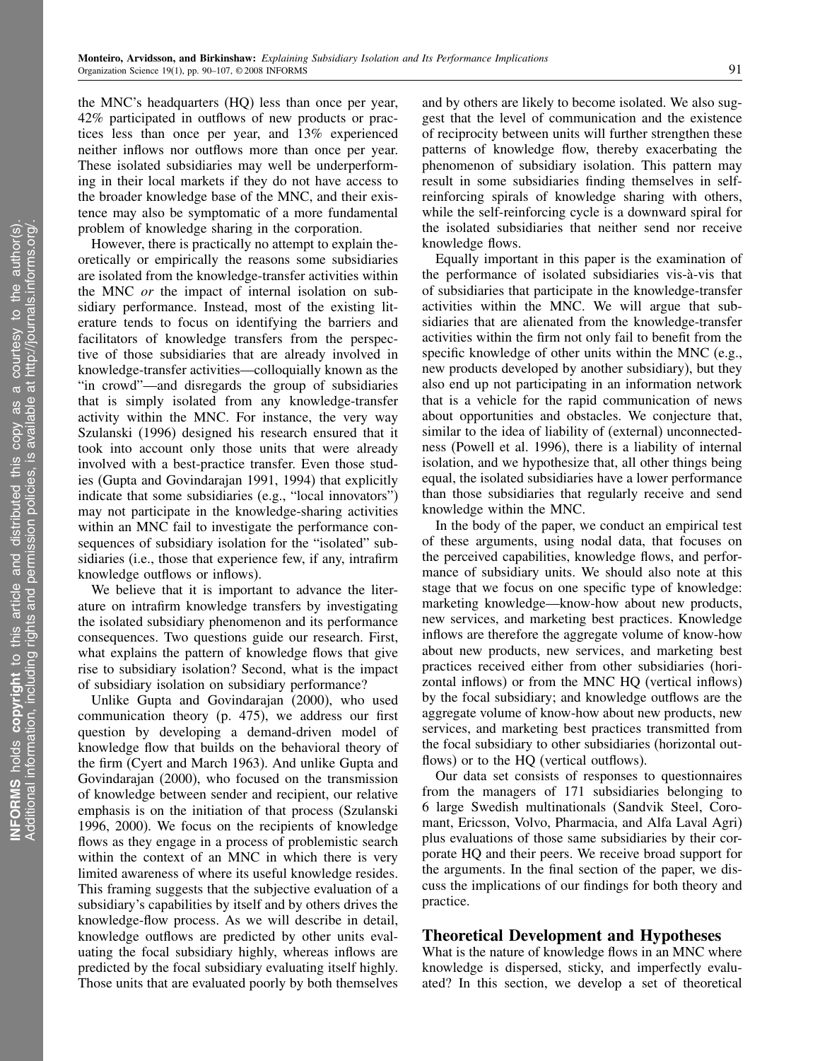the MNC's headquarters (HQ) less than once per year, 42% participated in outflows of new products or practices less than once per year, and 13% experienced neither inflows nor outflows more than once per year. These isolated subsidiaries may well be underperforming in their local markets if they do not have access to the broader knowledge base of the MNC, and their existence may also be symptomatic of a more fundamental problem of knowledge sharing in the corporation.

However, there is practically no attempt to explain theoretically or empirically the reasons some subsidiaries are isolated from the knowledge-transfer activities within the MNC *or* the impact of internal isolation on subsidiary performance. Instead, most of the existing literature tends to focus on identifying the barriers and facilitators of knowledge transfers from the perspective of those subsidiaries that are already involved in knowledge-transfer activities—colloquially known as the "in crowd"—and disregards the group of subsidiaries that is simply isolated from any knowledge-transfer activity within the MNC. For instance, the very way Szulanski (1996) designed his research ensured that it took into account only those units that were already involved with a best-practice transfer. Even those studies (Gupta and Govindarajan 1991, 1994) that explicitly indicate that some subsidiaries (e.g., "local innovators") may not participate in the knowledge-sharing activities within an MNC fail to investigate the performance consequences of subsidiary isolation for the "isolated" subsidiaries (i.e., those that experience few, if any, intrafirm knowledge outflows or inflows).

We believe that it is important to advance the literature on intrafirm knowledge transfers by investigating the isolated subsidiary phenomenon and its performance consequences. Two questions guide our research. First, what explains the pattern of knowledge flows that give rise to subsidiary isolation? Second, what is the impact of subsidiary isolation on subsidiary performance?

Unlike Gupta and Govindarajan (2000), who used communication theory (p. 475), we address our first question by developing a demand-driven model of knowledge flow that builds on the behavioral theory of the firm (Cyert and March 1963). And unlike Gupta and Govindarajan (2000), who focused on the transmission of knowledge between sender and recipient, our relative emphasis is on the initiation of that process (Szulanski 1996, 2000). We focus on the recipients of knowledge flows as they engage in a process of problemistic search within the context of an MNC in which there is very limited awareness of where its useful knowledge resides. This framing suggests that the subjective evaluation of a subsidiary's capabilities by itself and by others drives the knowledge-flow process. As we will describe in detail, knowledge outflows are predicted by other units evaluating the focal subsidiary highly, whereas inflows are predicted by the focal subsidiary evaluating itself highly. Those units that are evaluated poorly by both themselves and by others are likely to become isolated. We also suggest that the level of communication and the existence of reciprocity between units will further strengthen these patterns of knowledge flow, thereby exacerbating the phenomenon of subsidiary isolation. This pattern may result in some subsidiaries finding themselves in self-reinforcing spirals of knowledge sharing with others, while the self-reinforcing cycle is a downward spiral for the isolated subsidiaries that neither send nor receive knowledge flows.

Equally important in this paper is the examination of the performance of isolated subsidiaries vis-à-vis that of subsidiaries that participate in the knowledge-transfer activities within the MNC. We will argue that subsidiaries that are alienated from the knowledge-transfer activities within the firm not only fail to benefit from the specific knowledge of other units within the MNC (e.g., new products developed by another subsidiary), but they also end up not participating in an information network that is a vehicle for the rapid communication of news about opportunities and obstacles. We conjecture that, similar to the idea of liability of (external) unconnectedness (Powell et al. 1996), there is a liability of internal isolation, and we hypothesize that, all other things being equal, the isolated subsidiaries have a lower performance than those subsidiaries that regularly receive and send knowledge within the MNC.

In the body of the paper, we conduct an empirical test of these arguments, using nodal data, that focuses on the perceived capabilities, knowledge flows, and performance of subsidiary units. We should also note at this stage that we focus on one specific type of knowledge: marketing knowledge—know-how about new products, new services, and marketing best practices. Knowledge inflows are therefore the aggregate volume of know-how about new products, new services, and marketing best practices received either from other subsidiaries (horizontal inflows) or from the MNC HQ (vertical inflows) by the focal subsidiary; and knowledge outflows are the aggregate volume of know-how about new products, new services, and marketing best practices transmitted from the focal subsidiary to other subsidiaries (horizontal outflows) or to the HQ (vertical outflows).

Our data set consists of responses to questionnaires from the managers of 171 subsidiaries belonging to 6 large Swedish multinationals (Sandvik Steel, Coromant, Ericsson, Volvo, Pharmacia, and Alfa Laval Agri) plus evaluations of those same subsidiaries by their corporate HQ and their peers. We receive broad support for the arguments. In the final section of the paper, we discuss the implications of our findings for both theory and practice.

## Theoretical Development and Hypotheses

What is the nature of knowledge flows in an MNC where knowledge is dispersed, sticky, and imperfectly evaluated? In this section, we develop a set of theoretical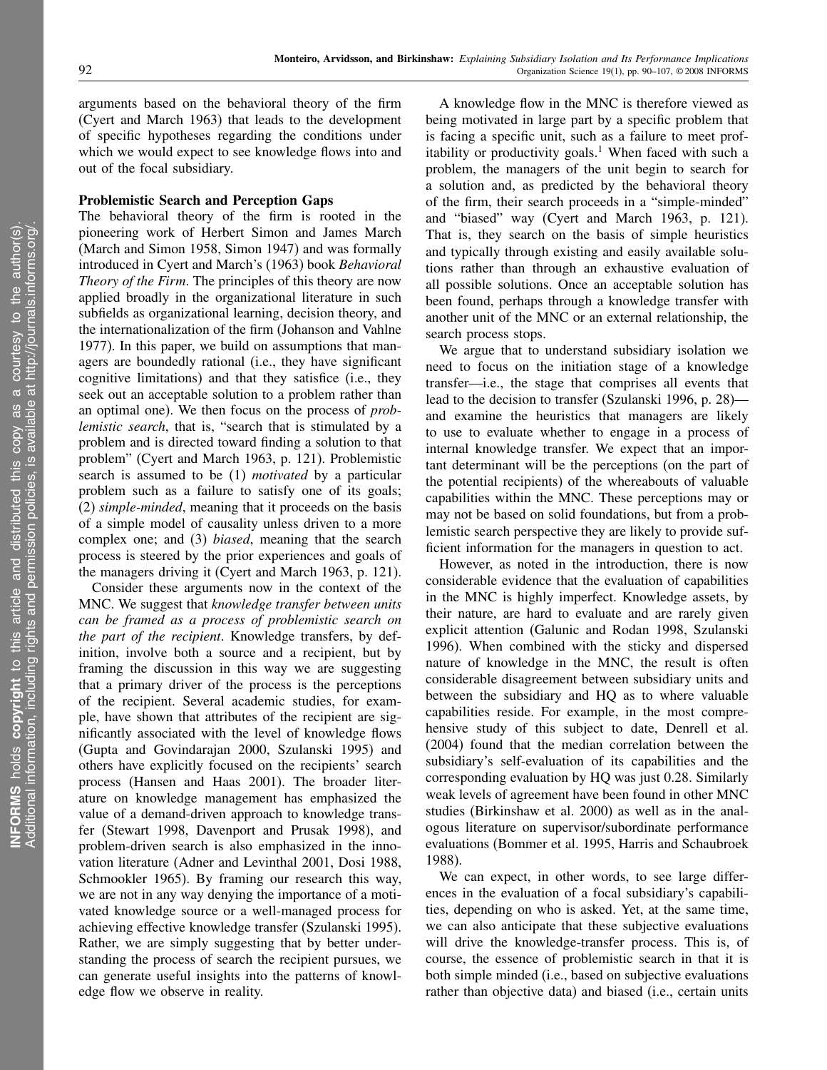arguments based on the behavioral theory of the firm (Cyert and March 1963) that leads to the development of specific hypotheses regarding the conditions under which we would expect to see knowledge flows into and out of the focal subsidiary.

### Problemistic Search and Perception Gaps

The behavioral theory of the firm is rooted in the pioneering work of Herbert Simon and James March (March and Simon 1958, Simon 1947) and was formally introduced in Cyert and March's (1963) book *Behavioral Theory of the Firm*. The principles of this theory are now applied broadly in the organizational literature in such subfields as organizational learning, decision theory, and the internationalization of the firm (Johanson and Vahlne 1977). In this paper, we build on assumptions that managers are boundedly rational (i.e., they have significant cognitive limitations) and that they satisfice (i.e., they seek out an acceptable solution to a problem rather than an optimal one). We then focus on the process of *problemistic search*, that is, "search that is stimulated by a problem and is directed toward finding a solution to that problem" (Cyert and March 1963, p. 121). Problemistic search is assumed to be (1) *motivated* by a particular problem such as a failure to satisfy one of its goals; (2) *simple-minded*, meaning that it proceeds on the basis of a simple model of causality unless driven to a more complex one; and (3) *biased*, meaning that the search process is steered by the prior experiences and goals of the managers driving it (Cyert and March 1963, p. 121).

Consider these arguments now in the context of the MNC. We suggest that *knowledge transfer between units can be framed as a process of problemistic search on the part of the recipient*. Knowledge transfers, by definition, involve both a source and a recipient, but by framing the discussion in this way we are suggesting that a primary driver of the process is the perceptions of the recipient. Several academic studies, for example, have shown that attributes of the recipient are significantly associated with the level of knowledge flows (Gupta and Govindarajan 2000, Szulanski 1995) and others have explicitly focused on the recipients' search process (Hansen and Haas 2001). The broader literature on knowledge management has emphasized the value of a demand-driven approach to knowledge transfer (Stewart 1998, Davenport and Prusak 1998), and problem-driven search is also emphasized in the innovation literature (Adner and Levinthal 2001, Dosi 1988, Schmookler 1965). By framing our research this way, we are not in any way denying the importance of a motivated knowledge source or a well-managed process for achieving effective knowledge transfer (Szulanski 1995). Rather, we are simply suggesting that by better understanding the process of search the recipient pursues, we can generate useful insights into the patterns of knowledge flow we observe in reality.

A knowledge flow in the MNC is therefore viewed as being motivated in large part by a specific problem that is facing a specific unit, such as a failure to meet profitability or productivity goals.[1] When faced with such a problem, the managers of the unit begin to search for a solution and, as predicted by the behavioral theory of the firm, their search proceeds in a "simple-minded" and "biased" way (Cyert and March 1963, p. 121). That is, they search on the basis of simple heuristics and typically through existing and easily available solutions rather than through an exhaustive evaluation of all possible solutions. Once an acceptable solution has been found, perhaps through a knowledge transfer with another unit of the MNC or an external relationship, the search process stops.

We argue that to understand subsidiary isolation we need to focus on the initiation stage of a knowledge transfer—i.e., the stage that comprises all events that lead to the decision to transfer (Szulanski 1996, p. 28)—and examine the heuristics that managers are likely to use to evaluate whether to engage in a process of internal knowledge transfer. We expect that an important determinant will be the perceptions (on the part of the potential recipients) of the whereabouts of valuable capabilities within the MNC. These perceptions may or may not be based on solid foundations, but from a problemistic search perspective they are likely to provide sufficient information for the managers in question to act.

However, as noted in the introduction, there is now considerable evidence that the evaluation of capabilities in the MNC is highly imperfect. Knowledge assets, by their nature, are hard to evaluate and are rarely given explicit attention (Galunic and Rodan 1998, Szulanski 1996). When combined with the sticky and dispersed nature of knowledge in the MNC, the result is often considerable disagreement between subsidiary units and between the subsidiary and HQ as to where valuable capabilities reside. For example, in the most comprehensive study of this subject to date, Denrell et al. (2004) found that the median correlation between the subsidiary's self-evaluation of its capabilities and the corresponding evaluation by HQ was just 0.28. Similarly weak levels of agreement have been found in other MNC studies (Birkinshaw et al. 2000) as well as in the analogous literature on supervisor/subordinate performance evaluations (Bommer et al. 1995, Harris and Schaubroek 1988).

We can expect, in other words, to see large differences in the evaluation of a focal subsidiary's capabilities, depending on who is asked. Yet, at the same time, we can also anticipate that these subjective evaluations will drive the knowledge-transfer process. This is, of course, the essence of problemistic search in that it is both simple minded (i.e., based on subjective evaluations rather than objective data) and biased (i.e., certain units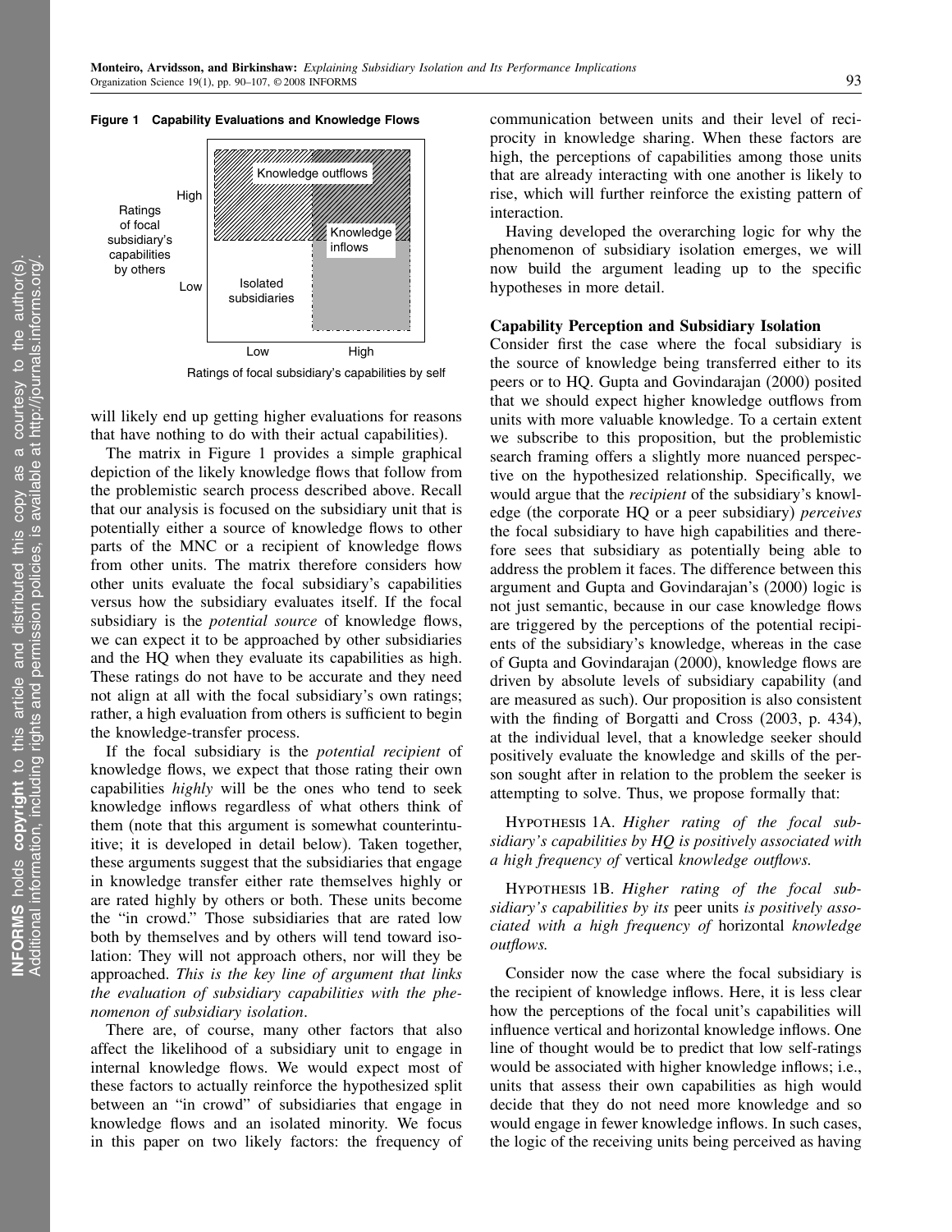**Figure 1 Capability Evaluations and Knowledge Flows**

will likely end up getting higher evaluations for reasons that have nothing to do with their actual capabilities).

The matrix in Figure 1 provides a simple graphical depiction of the likely knowledge flows that follow from the problemistic search process described above. Recall that our analysis is focused on the subsidiary unit that is potentially either a source of knowledge flows to other parts of the MNC or a recipient of knowledge flows from other units. The matrix therefore considers how other units evaluate the focal subsidiary's capabilities versus how the subsidiary evaluates itself. If the focal subsidiary is the *potential source* of knowledge flows, we can expect it to be approached by other subsidiaries and the HQ when they evaluate its capabilities as high. These ratings do not have to be accurate and they need not align at all with the focal subsidiary's own ratings; rather, a high evaluation from others is sufficient to begin the knowledge-transfer process.

If the focal subsidiary is the *potential recipient* of knowledge flows, we expect that those rating their own capabilities *highly* will be the ones who tend to seek knowledge inflows regardless of what others think of them (note that this argument is somewhat counterintuitive; it is developed in detail below). Taken together, these arguments suggest that the subsidiaries that engage in knowledge transfer either rate themselves highly or are rated highly by others or both. These units become the "in crowd." Those subsidiaries that are rated low both by themselves and by others will tend toward isolation: They will not approach others, nor will they be approached. *This is the key line of argument that links the evaluation of subsidiary capabilities with the phenomenon of subsidiary isolation*.

There are, of course, many other factors that also affect the likelihood of a subsidiary unit to engage in internal knowledge flows. We would expect most of these factors to actually reinforce the hypothesized split between an "in crowd" of subsidiaries that engage in knowledge flows and an isolated minority. We focus in this paper on two likely factors: the frequency of communication between units and their level of reciprocity in knowledge sharing. When these factors are high, the perceptions of capabilities among those units that are already interacting with one another is likely to rise, which will further reinforce the existing pattern of interaction.

Having developed the overarching logic for why the phenomenon of subsidiary isolation emerges, we will now build the argument leading up to the specific hypotheses in more detail.

### Capability Perception and Subsidiary Isolation

Consider first the case where the focal subsidiary is the source of knowledge being transferred either to its peers or to HQ. Gupta and Govindarajan (2000) posited that we should expect higher knowledge outflows from units with more valuable knowledge. To a certain extent we subscribe to this proposition, but the problemistic search framing offers a slightly more nuanced perspective on the hypothesized relationship. Specifically, we would argue that the *recipient* of the subsidiary's knowledge (the corporate HQ or a peer subsidiary) *perceives* the focal subsidiary to have high capabilities and therefore sees that subsidiary as potentially being able to address the problem it faces. The difference between this argument and Gupta and Govindarajan's (2000) logic is not just semantic, because in our case knowledge flows are triggered by the perceptions of the potential recipients of the subsidiary's knowledge, whereas in the case of Gupta and Govindarajan (2000), knowledge flows are driven by absolute levels of subsidiary capability (and are measured as such). Our proposition is also consistent with the finding of Borgatti and Cross (2003, p. 434), at the individual level, that a knowledge seeker should positively evaluate the knowledge and skills of the person sought after in relation to the problem the seeker is attempting to solve. Thus, we propose formally that:

Hypothesis 1A. *Higher rating of the focal subsidiary's capabilities by **HQ** is positively associated with a high frequency of* vertical *knowledge outflows.*

Hypothesis 1B. *Higher rating of the focal subsidiary's capabilities by its* peer units *is positively associated with a high frequency of* horizontal *knowledge outflows.*

Consider now the case where the focal subsidiary is the recipient of knowledge inflows. Here, it is less clear how the perceptions of the focal unit's capabilities will influence vertical and horizontal knowledge inflows. One line of thought would be to predict that low self-ratings would be associated with higher knowledge inflows; i.e., units that assess their own capabilities as high would decide that they do not need more knowledge and so would engage in fewer knowledge inflows. In such cases, the logic of the receiving units being perceived as having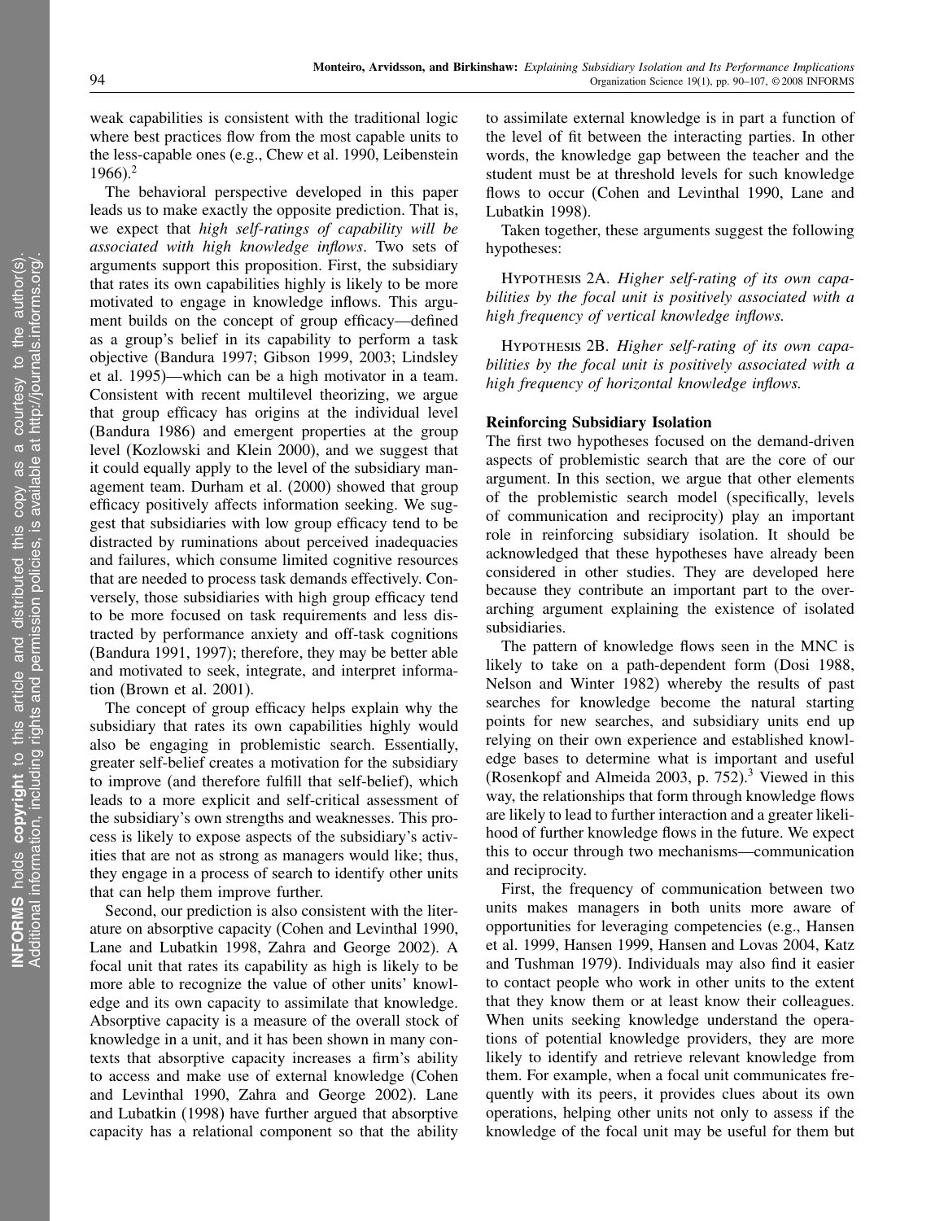weak capabilities is consistent with the traditional logic where best practices flow from the most capable units to the less-capable ones (e.g., Chew et al. 1990, Leibenstein 1966).[2]

The behavioral perspective developed in this paper leads us to make exactly the opposite prediction. That is, we expect that *high self-ratings of capability will be associated with high knowledge inflows*. Two sets of arguments support this proposition. First, the subsidiary that rates its own capabilities highly is likely to be more motivated to engage in knowledge inflows. This argument builds on the concept of group efficacy—defined as a group's belief in its capability to perform a task objective (Bandura 1997; Gibson 1999, 2003; Lindsley et al. 1995)—which can be a high motivator in a team. Consistent with recent multilevel theorizing, we argue that group efficacy has origins at the individual level (Bandura 1986) and emergent properties at the group level (Kozlowski and Klein 2000), and we suggest that it could equally apply to the level of the subsidiary management team. Durham et al. (2000) showed that group efficacy positively affects information seeking. We suggest that subsidiaries with low group efficacy tend to be distracted by ruminations about perceived inadequacies and failures, which consume limited cognitive resources that are needed to process task demands effectively. Conversely, those subsidiaries with high group efficacy tend to be more focused on task requirements and less distracted by performance anxiety and off-task cognitions (Bandura 1991, 1997); therefore, they may be better able and motivated to seek, integrate, and interpret information (Brown et al. 2001).

The concept of group efficacy helps explain why the subsidiary that rates its own capabilities highly would also be engaging in problemistic search. Essentially, greater self-belief creates a motivation for the subsidiary to improve (and therefore fulfill that self-belief), which leads to a more explicit and self-critical assessment of the subsidiary's own strengths and weaknesses. This process is likely to expose aspects of the subsidiary's activities that are not as strong as managers would like; thus, they engage in a process of search to identify other units that can help them improve further.

Second, our prediction is also consistent with the literature on absorptive capacity (Cohen and Levinthal 1990, Lane and Lubatkin 1998, Zahra and George 2002). A focal unit that rates its capability as high is likely to be more able to recognize the value of other units' knowledge and its own capacity to assimilate that knowledge. Absorptive capacity is a measure of the overall stock of knowledge in a unit, and it has been shown in many contexts that absorptive capacity increases a firm's ability to access and make use of external knowledge (Cohen and Levinthal 1990, Zahra and George 2002). Lane and Lubatkin (1998) have further argued that absorptive capacity has a relational component so that the ability to assimilate external knowledge is in part a function of the level of fit between the interacting parties. In other words, the knowledge gap between the teacher and the student must be at threshold levels for such knowledge flows to occur (Cohen and Levinthal 1990, Lane and Lubatkin 1998).

Taken together, these arguments suggest the following hypotheses:

HYPOTHESIS 2A. *Higher self-rating of its own capabilities by the focal unit is positively associated with a high frequency of vertical knowledge inflows.*

HYPOTHESIS 2B. *Higher self-rating of its own capabilities by the focal unit is positively associated with a high frequency of horizontal knowledge inflows.*

### Reinforcing Subsidiary Isolation

The first two hypotheses focused on the demand-driven aspects of problemistic search that are the core of our argument. In this section, we argue that other elements of the problemistic search model (specifically, levels of communication and reciprocity) play an important role in reinforcing subsidiary isolation. It should be acknowledged that these hypotheses have already been considered in other studies. They are developed here because they contribute an important part to the overarching argument explaining the existence of isolated subsidiaries.

The pattern of knowledge flows seen in the MNC is likely to take on a path-dependent form (Dosi 1988, Nelson and Winter 1982) whereby the results of past searches for knowledge become the natural starting points for new searches, and subsidiary units end up relying on their own experience and established knowledge bases to determine what is important and useful (Rosenkopf and Almeida 2003, p. 752).[3] Viewed in this way, the relationships that form through knowledge flows are likely to lead to further interaction and a greater likelihood of further knowledge flows in the future. We expect this to occur through two mechanisms—communication and reciprocity.

First, the frequency of communication between two units makes managers in both units more aware of opportunities for leveraging competencies (e.g., Hansen et al. 1999, Hansen 1999, Hansen and Lovas 2004, Katz and Tushman 1979). Individuals may also find it easier to contact people who work in other units to the extent that they know them or at least know their colleagues. When units seeking knowledge understand the operations of potential knowledge providers, they are more likely to identify and retrieve relevant knowledge from them. For example, when a focal unit communicates frequently with its peers, it provides clues about its own operations, helping other units not only to assess if the knowledge of the focal unit may be useful for them but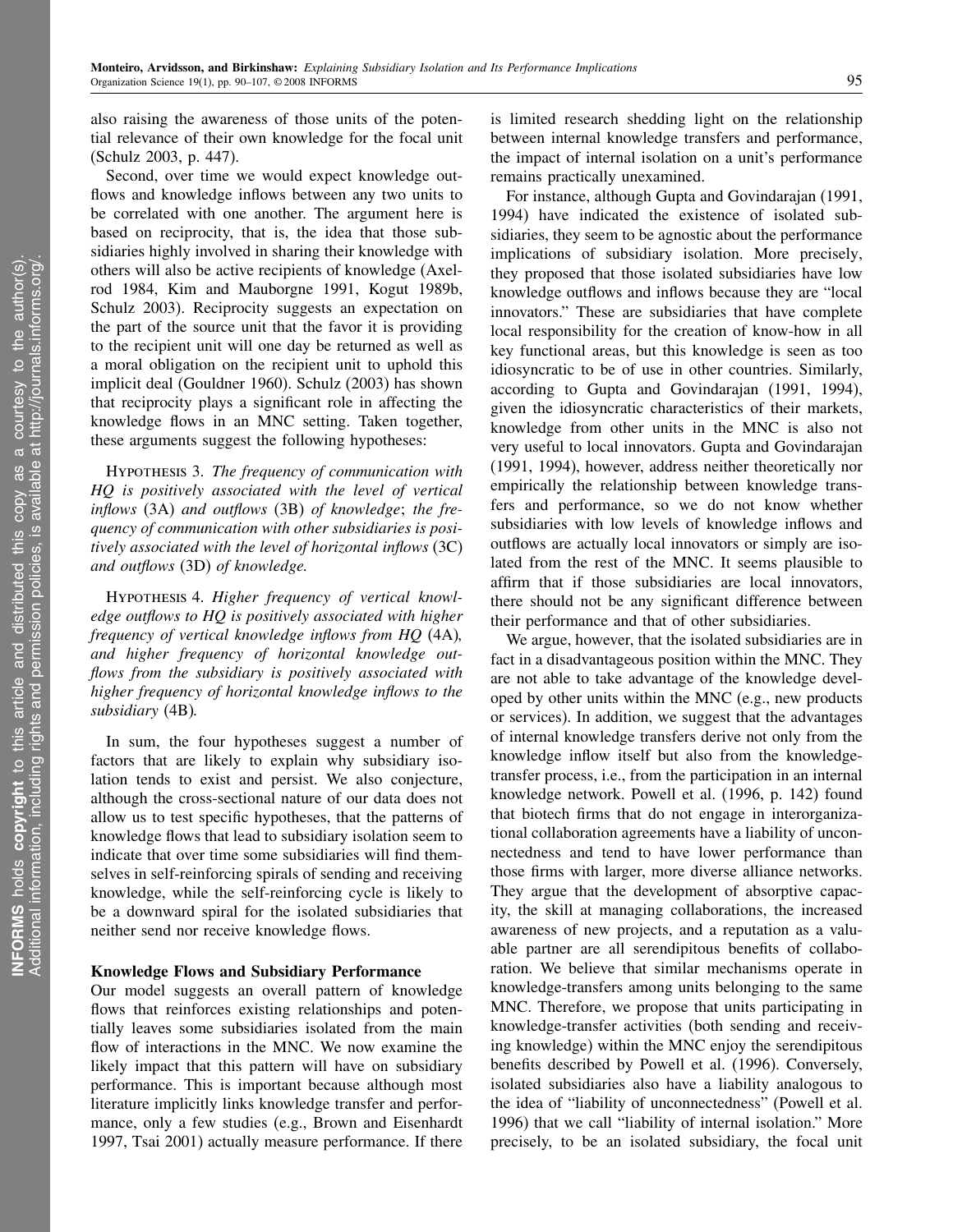also raising the awareness of those units of the potential relevance of their own knowledge for the focal unit (Schulz 2003, p. 447).

Second, over time we would expect knowledge outflows and knowledge inflows between any two units to be correlated with one another. The argument here is based on reciprocity, that is, the idea that those subsidiaries highly involved in sharing their knowledge with others will also be active recipients of knowledge (Axelrod 1984, Kim and Mauborgne 1991, Kogut 1989b, Schulz 2003). Reciprocity suggests an expectation on the part of the source unit that the favor it is providing to the recipient unit will one day be returned as well as a moral obligation on the recipient unit to uphold this implicit deal (Gouldner 1960). Schulz (2003) has shown that reciprocity plays a significant role in affecting the knowledge flows in an MNC setting. Taken together, these arguments suggest the following hypotheses:

Hypothesis 3. *The frequency of communication with HQ is positively associated with the level of vertical inflows* (3A) *and outflows* (3B) *of knowledge*; *the frequency of communication with other subsidiaries is positively associated with the level of horizontal inflows* (3C) *and outflows* (3D) *of knowledge.*

Hypothesis 4. *Higher frequency of vertical knowledge outflows to HQ is positively associated with higher frequency of vertical knowledge inflows from HQ* (4A), *and higher frequency of horizontal knowledge outflows from the subsidiary is positively associated with higher frequency of horizontal knowledge inflows to the subsidiary* (4B).

In sum, the four hypotheses suggest a number of factors that are likely to explain why subsidiary isolation tends to exist and persist. We also conjecture, although the cross-sectional nature of our data does not allow us to test specific hypotheses, that the patterns of knowledge flows that lead to subsidiary isolation seem to indicate that over time some subsidiaries will find themselves in self-reinforcing spirals of sending and receiving knowledge, while the self-reinforcing cycle is likely to be a downward spiral for the isolated subsidiaries that neither send nor receive knowledge flows.

### Knowledge Flows and Subsidiary Performance

Our model suggests an overall pattern of knowledge flows that reinforces existing relationships and potentially leaves some subsidiaries isolated from the main flow of interactions in the MNC. We now examine the likely impact that this pattern will have on subsidiary performance. This is important because although most literature implicitly links knowledge transfer and performance, only a few studies (e.g., Brown and Eisenhardt 1997, Tsai 2001) actually measure performance. If there is limited research shedding light on the relationship between internal knowledge transfers and performance, the impact of internal isolation on a unit's performance remains practically unexamined.

For instance, although Gupta and Govindarajan (1991, 1994) have indicated the existence of isolated subsidiaries, they seem to be agnostic about the performance implications of subsidiary isolation. More precisely, they proposed that those isolated subsidiaries have low knowledge outflows and inflows because they are "local innovators." These are subsidiaries that have complete local responsibility for the creation of know-how in all key functional areas, but this knowledge is seen as too idiosyncratic to be of use in other countries. Similarly, according to Gupta and Govindarajan (1991, 1994), given the idiosyncratic characteristics of their markets, knowledge from other units in the MNC is also not very useful to local innovators. Gupta and Govindarajan (1991, 1994), however, address neither theoretically nor empirically the relationship between knowledge transfers and performance, so we do not know whether subsidiaries with low levels of knowledge inflows and outflows are actually local innovators or simply are isolated from the rest of the MNC. It seems plausible to affirm that if those subsidiaries are local innovators, there should not be any significant difference between their performance and that of other subsidiaries.

We argue, however, that the isolated subsidiaries are in fact in a disadvantageous position within the MNC. They are not able to take advantage of the knowledge developed by other units within the MNC (e.g., new products or services). In addition, we suggest that the advantages of internal knowledge transfers derive not only from the knowledge inflow itself but also from the knowledge-transfer process, i.e., from the participation in an internal knowledge network. Powell et al. (1996, p. 142) found that biotech firms that do not engage in interorganizational collaboration agreements have a liability of unconnectedness and tend to have lower performance than those firms with larger, more diverse alliance networks. They argue that the development of absorptive capacity, the skill at managing collaborations, the increased awareness of new projects, and a reputation as a valuable partner are all serendipitous benefits of collaboration. We believe that similar mechanisms operate in knowledge-transfers among units belonging to the same MNC. Therefore, we propose that units participating in knowledge-transfer activities (both sending and receiving knowledge) within the MNC enjoy the serendipitous benefits described by Powell et al. (1996). Conversely, isolated subsidiaries also have a liability analogous to the idea of "liability of unconnectedness" (Powell et al. 1996) that we call "liability of internal isolation." More precisely, to be an isolated subsidiary, the focal unit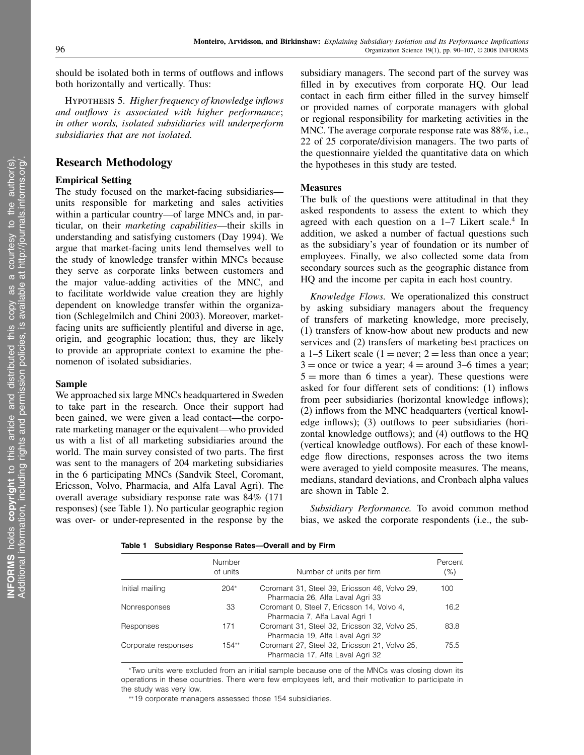should be isolated both in terms of outflows and inflows both horizontally and vertically. Thus:

HYPOTHESIS 5. *Higher frequency of knowledge inflows and outflows is associated with higher performance*; *in other words, isolated subsidiaries will underperform subsidiaries that are not isolated.*

## Research Methodology

### Empirical Setting

The study focused on the market-facing subsidiaries—units responsible for marketing and sales activities within a particular country—of large MNCs and, in particular, on their *marketing capabilities*—their skills in understanding and satisfying customers (Day 1994). We argue that market-facing units lend themselves well to the study of knowledge transfer within MNCs because they serve as corporate links between customers and the major value-adding activities of the MNC, and to facilitate worldwide value creation they are highly dependent on knowledge transfer within the organization (Schlegelmilch and Chini 2003). Moreover, market-facing units are sufficiently plentiful and diverse in age, origin, and geographic location; thus, they are likely to provide an appropriate context to examine the phenomenon of isolated subsidiaries.

### Sample

We approached six large MNCs headquartered in Sweden to take part in the research. Once their support had been gained, we were given a lead contact—the corporate marketing manager or the equivalent—who provided us with a list of all marketing subsidiaries around the world. The main survey consisted of two parts. The first was sent to the managers of 204 marketing subsidiaries in the 6 participating MNCs (Sandvik Steel, Coromant, Ericsson, Volvo, Pharmacia, and Alfa Laval Agri). The overall average subsidiary response rate was 84% (171 responses) (see Table 1). No particular geographic region was over- or under-represented in the response by the subsidiary managers. The second part of the survey was filled in by executives from corporate HQ. Our lead contact in each firm either filled in the survey himself or provided names of corporate managers with global or regional responsibility for marketing activities in the MNC. The average corporate response rate was 88%, i.e., 22 of 25 corporate/division managers. The two parts of the questionnaire yielded the quantitative data on which the hypotheses in this study are tested.

### Measures

The bulk of the questions were attitudinal in that they asked respondents to assess the extent to which they agreed with each question on a 1–7 Likert scale.[4] In addition, we asked a number of factual questions such as the subsidiary's year of foundation or its number of employees. Finally, we also collected some data from secondary sources such as the geographic distance from HQ and the income per capita in each host country.

*Knowledge Flows.* We operationalized this construct by asking subsidiary managers about the frequency of transfers of marketing knowledge, more precisely, (1) transfers of know-how about new products and new services and (2) transfers of marketing best practices on a 1–5 Likert scale (1 = never; 2 = less than once a year; 3 = once or twice a year; 4 = around 3–6 times a year; 5 = more than 6 times a year). These questions were asked for four different sets of conditions: (1) inflows from peer subsidiaries (horizontal knowledge inflows); (2) inflows from the MNC headquarters (vertical knowledge inflows); (3) outflows to peer subsidiaries (horizontal knowledge outflows); and (4) outflows to the HQ (vertical knowledge outflows). For each of these knowledge flow directions, responses across the two items were averaged to yield composite measures. The means, medians, standard deviations, and Cronbach alpha values are shown in Table 2.

*Subsidiary Performance.* To avoid common method bias, we asked the corporate respondents (i.e., the sub-

**Table 1 Subsidiary Response Rates—Overall and by Firm**

| | Number of units | Number of units per firm | Percent (%) |
|---|---|---|---|
| Initial mailing | 204* | Coromant 31, Steel 39, Ericsson 46, Volvo 29, Pharmacia 26, Alfa Laval Agri 33 | 100 |
| Nonresponses | 33 | Coromant 0, Steel 7, Ericsson 14, Volvo 4, Pharmacia 7, Alfa Laval Agri 1 | 16.2 |
| Responses | 171 | Coromant 31, Steel 32, Ericsson 32, Volvo 25, Pharmacia 19, Alfa Laval Agri 32 | 83.8 |
| Corporate responses | 154** | Coromant 27, Steel 32, Ericsson 21, Volvo 25, Pharmacia 17, Alfa Laval Agri 32 | 75.5 |

*Two units were excluded from an initial sample because one of the MNCs was closing down its operations in these countries. There were few employees left, and their motivation to participate in the study was very low.

**19 corporate managers assessed those 154 subsidiaries.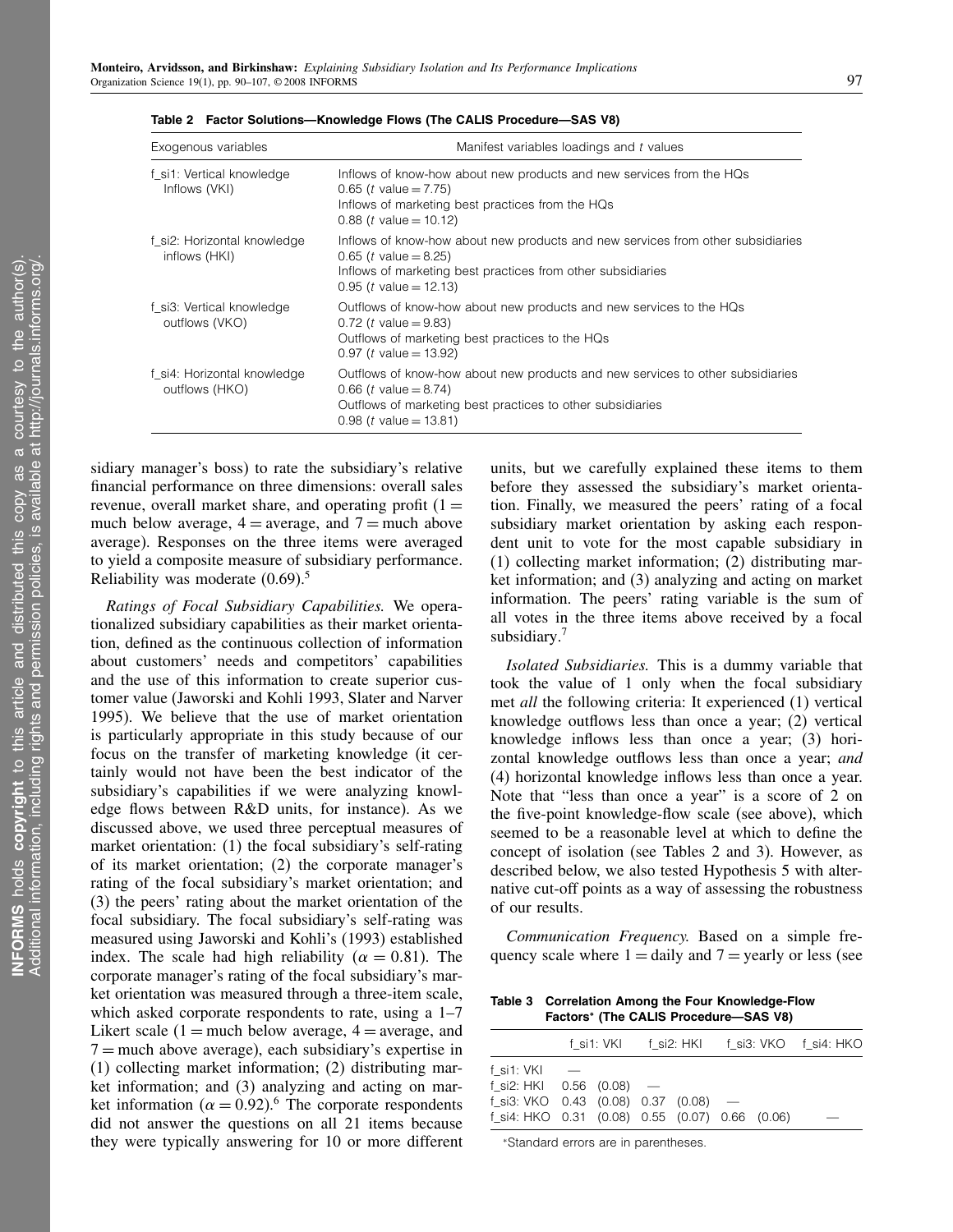**Table 2 Factor Solutions—Knowledge Flows (The CALIS Procedure—SAS V8)**

| Exogenous variables | Manifest variables loadings and *t* values |
|---|---|
| f_si1: Vertical knowledge Inflows (VKI) | Inflows of know-how about new products and new services from the HQs<br>0.65 (*t* value = 7.75)<br>Inflows of marketing best practices from the HQs<br>0.88 (*t* value = 10.12) |
| f_si2: Horizontal knowledge inflows (HKI) | Inflows of know-how about new products and new services from other subsidiaries<br>0.65 (*t* value = 8.25)<br>Inflows of marketing best practices from other subsidiaries<br>0.95 (*t* value = 12.13) |
| f_si3: Vertical knowledge outflows (VKO) | Outflows of know-how about new products and new services to the HQs<br>0.72 (*t* value = 9.83)<br>Outflows of marketing best practices to the HQs<br>0.97 (*t* value = 13.92) |
| f_si4: Horizontal knowledge outflows (HKO) | Outflows of know-how about new products and new services to other subsidiaries<br>0.66 (*t* value = 8.74)<br>Outflows of marketing best practices to other subsidiaries<br>0.98 (*t* value = 13.81) |

sidiary manager's boss) to rate the subsidiary's relative financial performance on three dimensions: overall sales revenue, overall market share, and operating profit (1 = much below average, 4 = average, and 7 = much above average). Responses on the three items were averaged to yield a composite measure of subsidiary performance. Reliability was moderate (0.69).[5]

*Ratings of Focal Subsidiary Capabilities.* We operationalized subsidiary capabilities as their market orientation, defined as the continuous collection of information about customers' needs and competitors' capabilities and the use of this information to create superior customer value (Jaworski and Kohli 1993, Slater and Narver 1995). We believe that the use of market orientation is particularly appropriate in this study because of our focus on the transfer of marketing knowledge (it certainly would not have been the best indicator of the subsidiary's capabilities if we were analyzing knowledge flows between R&D units, for instance). As we discussed above, we used three perceptual measures of market orientation: (1) the focal subsidiary's self-rating of its market orientation; (2) the corporate manager's rating of the focal subsidiary's market orientation; and (3) the peers' rating about the market orientation of the focal subsidiary. The focal subsidiary's self-rating was measured using Jaworski and Kohli's (1993) established index. The scale had high reliability ($\alpha = 0.81$). The corporate manager's rating of the focal subsidiary's market orientation was measured through a three-item scale, which asked corporate respondents to rate, using a 1–7 Likert scale (1 = much below average, 4 = average, and 7 = much above average), each subsidiary's expertise in (1) collecting market information; (2) distributing market information; and (3) analyzing and acting on market information ($\alpha = 0.92$).[6] The corporate respondents did not answer the questions on all 21 items because they were typically answering for 10 or more different units, but we carefully explained these items to them before they assessed the subsidiary's market orientation. Finally, we measured the peers' rating of a focal subsidiary market orientation by asking each respondent unit to vote for the most capable subsidiary in (1) collecting market information; (2) distributing market information; and (3) analyzing and acting on market information. The peers' rating variable is the sum of all votes in the three items above received by a focal subsidiary.[7]

*Isolated Subsidiaries.* This is a dummy variable that took the value of 1 only when the focal subsidiary met *all* the following criteria: It experienced (1) vertical knowledge outflows less than once a year; (2) vertical knowledge inflows less than once a year; (3) horizontal knowledge outflows less than once a year; *and* (4) horizontal knowledge inflows less than once a year. Note that "less than once a year" is a score of 2 on the five-point knowledge-flow scale (see above), which seemed to be a reasonable level at which to define the concept of isolation (see Tables 2 and 3). However, as described below, we also tested Hypothesis 5 with alternative cut-off points as a way of assessing the robustness of our results.

*Communication Frequency.* Based on a simple frequency scale where 1 = daily and 7 = yearly or less (see

**Table 3 Correlation Among the Four Knowledge-Flow Factors* (The CALIS Procedure—SAS V8)**

| | f_si1: VKI | f_si2: HKI | f_si3: VKO | f_si4: HKO |
|---|---|---|---|---|
| f_si1: VKI | — | | | |
| f_si2: HKI | 0.56 (0.08) | — | | |
| f_si3: VKO | 0.43 (0.08) | 0.37 (0.08) | — | |
| f_si4: HKO | 0.31 (0.08) | 0.55 (0.07) | 0.66 (0.06) | — |

*Standard errors are in parentheses.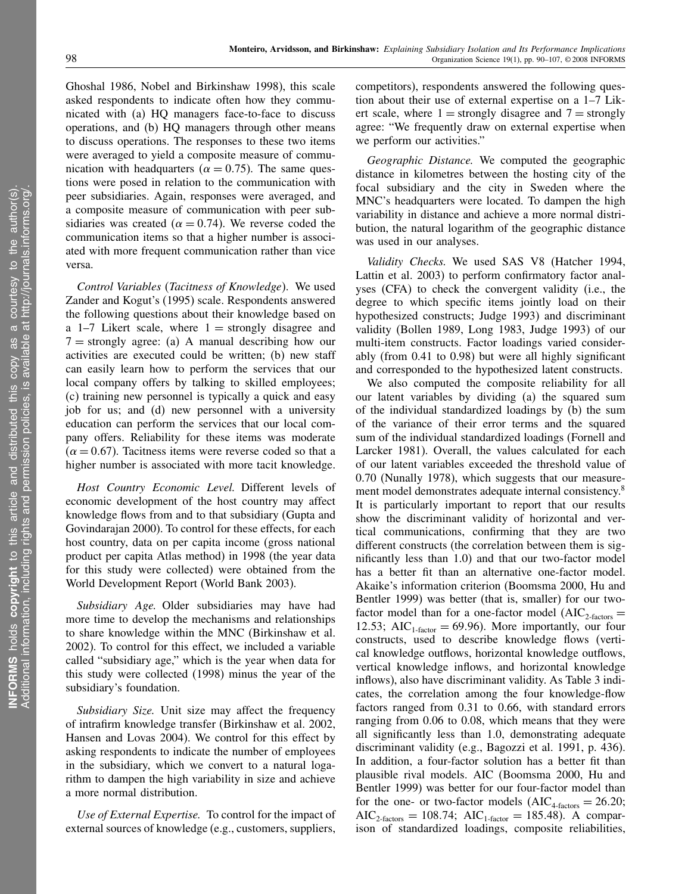Ghoshal 1986, Nobel and Birkinshaw 1998), this scale asked respondents to indicate often how they communicated with (a) HQ managers face-to-face to discuss operations, and (b) HQ managers through other means to discuss operations. The responses to these two items were averaged to yield a composite measure of communication with headquarters ($\alpha = 0.75$). The same questions were posed in relation to the communication with peer subsidiaries. Again, responses were averaged, and a composite measure of communication with peer subsidiaries was created ($\alpha = 0.74$). We reverse coded the communication items so that a higher number is associated with more frequent communication rather than vice versa.

*Control Variables* (*Tacitness of Knowledge*). We used Zander and Kogut's (1995) scale. Respondents answered the following questions about their knowledge based on a 1–7 Likert scale, where 1 = strongly disagree and 7 = strongly agree: (a) A manual describing how our activities are executed could be written; (b) new staff can easily learn how to perform the services that our local company offers by talking to skilled employees; (c) training new personnel is typically a quick and easy job for us; and (d) new personnel with a university education can perform the services that our local company offers. Reliability for these items was moderate ($\alpha = 0.67$). Tacitness items were reverse coded so that a higher number is associated with more tacit knowledge.

*Host Country Economic Level.* Different levels of economic development of the host country may affect knowledge flows from and to that subsidiary (Gupta and Govindarajan 2000). To control for these effects, for each host country, data on per capita income (gross national product per capita Atlas method) in 1998 (the year data for this study were collected) were obtained from the World Development Report (World Bank 2003).

*Subsidiary Age.* Older subsidiaries may have had more time to develop the mechanisms and relationships to share knowledge within the MNC (Birkinshaw et al. 2002). To control for this effect, we included a variable called "subsidiary age," which is the year when data for this study were collected (1998) minus the year of the subsidiary's foundation.

*Subsidiary Size.* Unit size may affect the frequency of intrafirm knowledge transfer (Birkinshaw et al. 2002, Hansen and Lovas 2004). We control for this effect by asking respondents to indicate the number of employees in the subsidiary, which we convert to a natural logarithm to dampen the high variability in size and achieve a more normal distribution.

*Use of External Expertise.* To control for the impact of external sources of knowledge (e.g., customers, suppliers, competitors), respondents answered the following question about their use of external expertise on a 1–7 Likert scale, where 1 = strongly disagree and 7 = strongly agree: "We frequently draw on external expertise when we perform our activities."

*Geographic Distance.* We computed the geographic distance in kilometres between the hosting city of the focal subsidiary and the city in Sweden where the MNC's headquarters were located. To dampen the high variability in distance and achieve a more normal distribution, the natural logarithm of the geographic distance was used in our analyses.

*Validity Checks.* We used SAS V8 (Hatcher 1994, Lattin et al. 2003) to perform confirmatory factor analyses (CFA) to check the convergent validity (i.e., the degree to which specific items jointly load on their hypothesized constructs; Judge 1993) and discriminant validity (Bollen 1989, Long 1983, Judge 1993) of our multi-item constructs. Factor loadings varied considerably (from 0.41 to 0.98) but were all highly significant and corresponded to the hypothesized latent constructs.

We also computed the composite reliability for all our latent variables by dividing (a) the squared sum of the individual standardized loadings by (b) the sum of the variance of their error terms and the squared sum of the individual standardized loadings (Fornell and Larcker 1981). Overall, the values calculated for each of our latent variables exceeded the threshold value of 0.70 (Nunally 1978), which suggests that our measurement model demonstrates adequate internal consistency.[8] It is particularly important to report that our results show the discriminant validity of horizontal and vertical communications, confirming that they are two different constructs (the correlation between them is significantly less than 1.0) and that our two-factor model has a better fit than an alternative one-factor model. Akaike's information criterion (Boomsma 2000, Hu and Bentler 1999) was better (that is, smaller) for our two-factor model than for a one-factor model ($\text{AIC}_{\text{2-factors}} = 12.53$; $\text{AIC}_{\text{1-factor}} = 69.96$). More importantly, our four constructs, used to describe knowledge flows (vertical knowledge outflows, horizontal knowledge outflows, vertical knowledge inflows, and horizontal knowledge inflows), also have discriminant validity. As Table 3 indicates, the correlation among the four knowledge-flow factors ranged from 0.31 to 0.66, with standard errors ranging from 0.06 to 0.08, which means that they were all significantly less than 1.0, demonstrating adequate discriminant validity (e.g., Bagozzi et al. 1991, p. 436). In addition, a four-factor solution has a better fit than plausible rival models. AIC (Boomsma 2000, Hu and Bentler 1999) was better for our four-factor model than for the one- or two-factor models ($\text{AIC}_{\text{4-factors}} = 26.20$; $\text{AIC}_{\text{2-factors}} = 108.74$; $\text{AIC}_{\text{1-factor}} = 185.48$). A comparison of standardized loadings, composite reliabilities,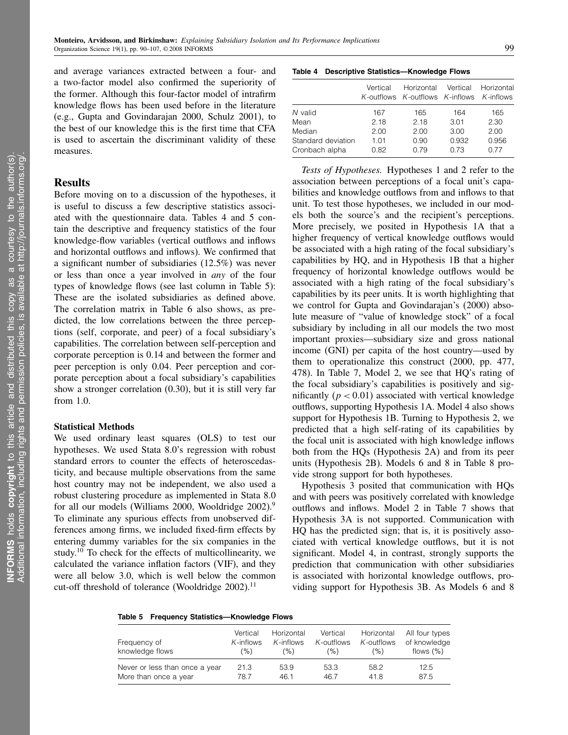and average variances extracted between a four- and a two-factor model also confirmed the superiority of the former. Although this four-factor model of intrafirm knowledge flows has been used before in the literature (e.g., Gupta and Govindarajan 2000, Schulz 2001), to the best of our knowledge this is the first time that CFA is used to ascertain the discriminant validity of these measures.

## Results

Before moving on to a discussion of the hypotheses, it is useful to discuss a few descriptive statistics associated with the questionnaire data. Tables 4 and 5 contain the descriptive and frequency statistics of the four knowledge-flow variables (vertical outflows and inflows and horizontal outflows and inflows). We confirmed that a significant number of subsidiaries (12.5%) was never or less than once a year involved in *any* of the four types of knowledge flows (see last column in Table 5): These are the isolated subsidiaries as defined above. The correlation matrix in Table 6 also shows, as predicted, the low correlations between the three perceptions (self, corporate, and peer) of a focal subsidiary's capabilities. The correlation between self-perception and corporate perception is 0.14 and between the former and peer perception is only 0.04. Peer perception and corporate perception about a focal subsidiary's capabilities show a stronger correlation (0.30), but it is still very far from 1.0.

### Statistical Methods

We used ordinary least squares (OLS) to test our hypotheses. We used Stata 8.0's regression with robust standard errors to counter the effects of heteroscedasticity, and because multiple observations from the same host country may not be independent, we also used a robust clustering procedure as implemented in Stata 8.0 for all our models (Williams 2000, Wooldridge 2002).[9] To eliminate any spurious effects from unobserved differences among firms, we included fixed-firm effects by entering dummy variables for the six companies in the study.[10] To check for the effects of multicollinearity, we calculated the variance inflation factors (VIF), and they were all below 3.0, which is well below the common cut-off threshold of tolerance (Wooldridge 2002).[11]

**Table 4 Descriptive Statistics—Knowledge Flows**

| | Vertical *K*-outflows | Horizontal *K*-outflows | Vertical *K*-inflows | Horizontal *K*-inflows |
|---|---|---|---|---|
| *N* valid | 167 | 165 | 164 | 165 |
| Mean | 2.18 | 2.18 | 3.01 | 2.30 |
| Median | 2.00 | 2.00 | 3.00 | 2.00 |
| Standard deviation | 1.01 | 0.90 | 0.932 | 0.956 |
| Cronbach alpha | 0.82 | 0.79 | 0.73 | 0.77 |

*Tests of Hypotheses.* Hypotheses 1 and 2 refer to the association between perceptions of a focal unit's capabilities and knowledge outflows from and inflows to that unit. To test those hypotheses, we included in our models both the source's and the recipient's perceptions. More precisely, we posited in Hypothesis 1A that a higher frequency of vertical knowledge outflows would be associated with a high rating of the focal subsidiary's capabilities by HQ, and in Hypothesis 1B that a higher frequency of horizontal knowledge outflows would be associated with a high rating of the focal subsidiary's capabilities by its peer units. It is worth highlighting that we control for Gupta and Govindarajan's (2000) absolute measure of "value of knowledge stock" of a focal subsidiary by including in all our models the two most important proxies—subsidiary size and gross national income (GNI) per capita of the host country—used by them to operationalize this construct (2000, pp. 477, 478). In Table 7, Model 2, we see that HQ's rating of the focal subsidiary's capabilities is positively and significantly ($p < 0.01$) associated with vertical knowledge outflows, supporting Hypothesis 1A. Model 4 also shows support for Hypothesis 1B. Turning to Hypothesis 2, we predicted that a high self-rating of its capabilities by the focal unit is associated with high knowledge inflows both from the HQs (Hypothesis 2A) and from its peer units (Hypothesis 2B). Models 6 and 8 in Table 8 provide strong support for both hypotheses.

Hypothesis 3 posited that communication with HQs and with peers was positively correlated with knowledge outflows and inflows. Model 2 in Table 7 shows that Hypothesis 3A is not supported. Communication with HQ has the predicted sign; that is, it is positively associated with vertical knowledge outflows, but it is not significant. Model 4, in contrast, strongly supports the prediction that communication with other subsidiaries is associated with horizontal knowledge outflows, providing support for Hypothesis 3B. As Models 6 and 8

**Table 5 Frequency Statistics—Knowledge Flows**

| Frequency of knowledge flows | Vertical *K*-inflows (%) | Horizontal *K*-inflows (%) | Vertical *K*-outflows (%) | Horizontal *K*-outflows (%) | All four types of knowledge flows (%) |
|---|---|---|---|---|---|
| Never or less than once a year | 21.3 | 53.9 | 53.3 | 58.2 | 12.5 |
| More than once a year | 78.7 | 46.1 | 46.7 | 41.8 | 87.5 |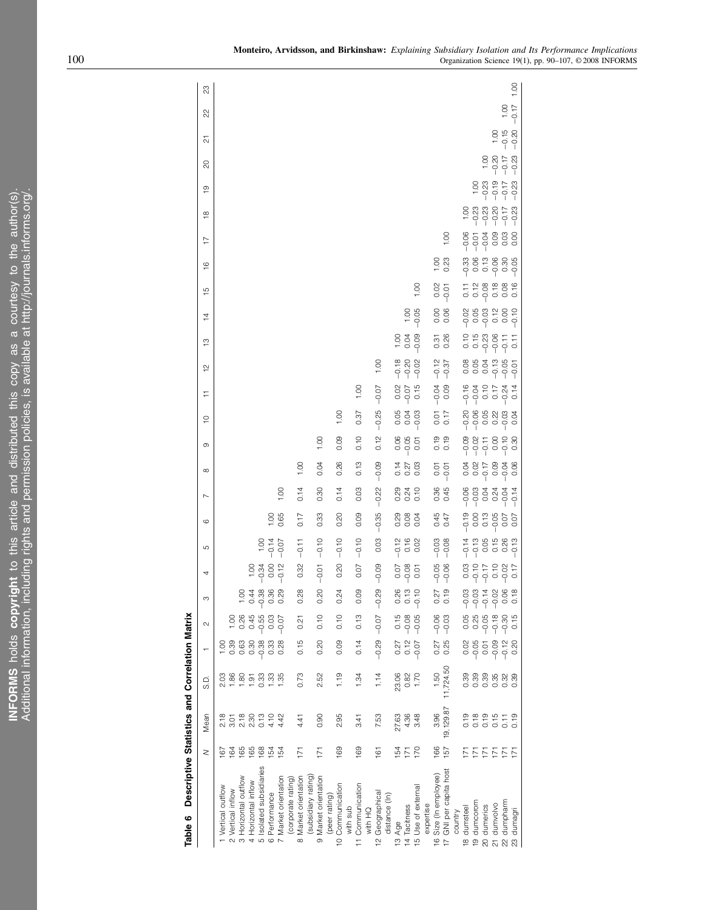**Table 6 Descriptive Statistics and Correlation Matrix**

| | N | Mean | S.D. | 1 | 2 | 3 | 4 | 5 | 6 | 7 | 8 | 9 | 10 | 11 | 12 | 13 | 14 | 15 | 16 | 17 | 18 | 19 | 20 | 21 | 22 | 23 |
|---|---|---|---|---|---|---|---|---|---|---|---|---|---|---|---|---|---|---|---|---|---|---|---|---|---|---|
| 1 Vertical outflow | 167 | 2.18 | 2.03 | 1.00 | | | | | | | | | | | | | | | | | | | | | | |
| 2 Vertical inflow | 164 | 3.01 | 1.86 | 0.39 | 1.00 | | | | | | | | | | | | | | | | | | | | | |
| 3 Horizontal outflow | 165 | 2.18 | 1.80 | 0.63 | 0.26 | 1.00 | | | | | | | | | | | | | | | | | | | | |
| 4 Horizontal inflow | 165 | 2.30 | 1.91 | 0.30 | 0.45 | 0.44 | 1.00 | | | | | | | | | | | | | | | | | | | |
| 5 Isolated subsidiaries | 168 | 0.13 | 0.33 | −0.38 | −0.55 | −0.38 | −0.34 | 1.00 | | | | | | | | | | | | | | | | | | |
| 6 Performance | 154 | 4.10 | 1.33 | 0.33 | 0.03 | 0.36 | 0.00 | −0.14 | 1.00 | | | | | | | | | | | | | | | | | |
| 7 Market orientation (corporate rating) | 154 | 4.42 | 1.35 | 0.28 | −0.07 | 0.29 | −0.12 | −0.07 | 0.65 | 1.00 | | | | | | | | | | | | | | | | |
| 8 Market orientation (subsidiary rating) | 171 | 4.41 | 0.73 | 0.15 | 0.21 | 0.28 | 0.32 | −0.11 | 0.17 | 0.14 | 1.00 | | | | | | | | | | | | | | | |
| 9 Market orientation (peer rating) | 171 | 0.90 | 2.52 | 0.20 | 0.10 | 0.20 | −0.01 | −0.10 | 0.33 | 0.30 | 0.04 | 1.00 | | | | | | | | | | | | | | |
| 10 Communication with sub | 169 | 2.95 | 1.19 | 0.09 | 0.10 | 0.24 | 0.20 | −0.10 | 0.20 | 0.14 | 0.26 | 0.09 | 1.00 | | | | | | | | | | | | | |
| 11 Communication with HQ | 169 | 3.41 | 1.34 | 0.14 | 0.13 | 0.09 | 0.07 | −0.10 | 0.09 | 0.03 | 0.13 | 0.10 | 0.37 | 1.00 | | | | | | | | | | | | |
| 12 Geographical distance (ln) | 161 | 7.53 | 1.14 | −0.29 | −0.07 | −0.29 | −0.09 | 0.03 | −0.35 | −0.22 | −0.09 | 0.12 | −0.25 | −0.07 | 1.00 | | | | | | | | | | | |
| 13 Age | 154 | 27.63 | 23.06 | 0.27 | 0.15 | 0.26 | 0.07 | −0.12 | 0.29 | 0.29 | 0.14 | 0.06 | 0.05 | 0.02 | −0.18 | 1.00 | | | | | | | | | | |
| 14 Tacitness | 171 | 4.36 | 0.82 | 0.12 | −0.08 | 0.13 | −0.08 | 0.16 | 0.08 | 0.24 | 0.27 | −0.05 | 0.04 | −0.07 | −0.20 | 0.04 | 1.00 | | | | | | | | | |
| 15 Use of external expertise | 170 | 3.48 | 1.70 | −0.07 | −0.05 | −0.10 | 0.01 | 0.02 | 0.04 | 0.10 | 0.03 | 0.01 | −0.03 | 0.15 | −0.02 | −0.09 | −0.05 | 1.00 | | | | | | | | |
| 16 Size (ln employee) | 166 | 3.96 | 1.50 | 0.27 | −0.06 | 0.27 | −0.05 | −0.03 | 0.45 | 0.36 | 0.01 | 0.19 | 0.01 | −0.04 | −0.12 | 0.31 | 0.00 | 0.02 | 1.00 | | | | | | | |
| 17 GNI per capita host country | 157 | 19,129.87 | 11,724.50 | 0.25 | −0.03 | 0.19 | −0.06 | −0.08 | 0.47 | 0.45 | −0.01 | 0.19 | 0.17 | 0.09 | −0.37 | 0.26 | 0.06 | −0.01 | 0.23 | 1.00 | | | | | | |
| 18 dumsteel | 171 | 0.19 | 0.39 | 0.02 | 0.05 | −0.03 | 0.03 | −0.14 | −0.19 | −0.06 | 0.04 | −0.09 | −0.20 | −0.16 | 0.08 | 0.10 | −0.02 | 0.11 | −0.33 | −0.06 | 1.00 | | | | | |
| 19 dumcomm | 171 | 0.18 | 0.39 | −0.05 | 0.25 | −0.03 | −0.10 | −0.13 | 0.00 | −0.03 | 0.02 | −0.02 | −0.06 | −0.04 | 0.05 | 0.15 | 0.05 | 0.12 | 0.06 | −0.01 | −0.23 | 1.00 | | | | |
| 20 dumerics | 171 | 0.19 | 0.39 | 0.01 | −0.05 | −0.14 | −0.17 | 0.05 | 0.13 | 0.04 | −0.17 | −0.11 | 0.05 | 0.10 | 0.04 | −0.23 | −0.03 | −0.08 | 0.13 | −0.04 | −0.23 | −0.23 | 1.00 | | | |
| 21 dumvolvo | 171 | 0.15 | 0.35 | −0.09 | −0.18 | −0.02 | 0.10 | 0.15 | −0.05 | 0.24 | 0.09 | 0.00 | 0.22 | 0.17 | −0.13 | −0.06 | 0.12 | 0.18 | −0.06 | 0.09 | −0.20 | −0.19 | −0.20 | 1.00 | | |
| 22 dumpharm | 171 | 0.11 | 0.32 | −0.12 | −0.30 | 0.06 | −0.02 | 0.26 | 0.07 | −0.04 | −0.04 | −0.10 | −0.03 | −0.24 | −0.05 | −0.11 | 0.00 | 0.08 | 0.30 | 0.03 | −0.17 | −0.17 | −0.17 | −0.15 | 1.00 | |
| 23 dumagri | 171 | 0.19 | 0.39 | 0.20 | 0.15 | 0.18 | 0.17 | −0.13 | 0.07 | −0.14 | 0.06 | 0.30 | 0.04 | 0.14 | −0.01 | 0.11 | −0.10 | 0.16 | −0.05 | 0.00 | −0.23 | −0.23 | −0.23 | −0.20 | −0.17 | 1.00 |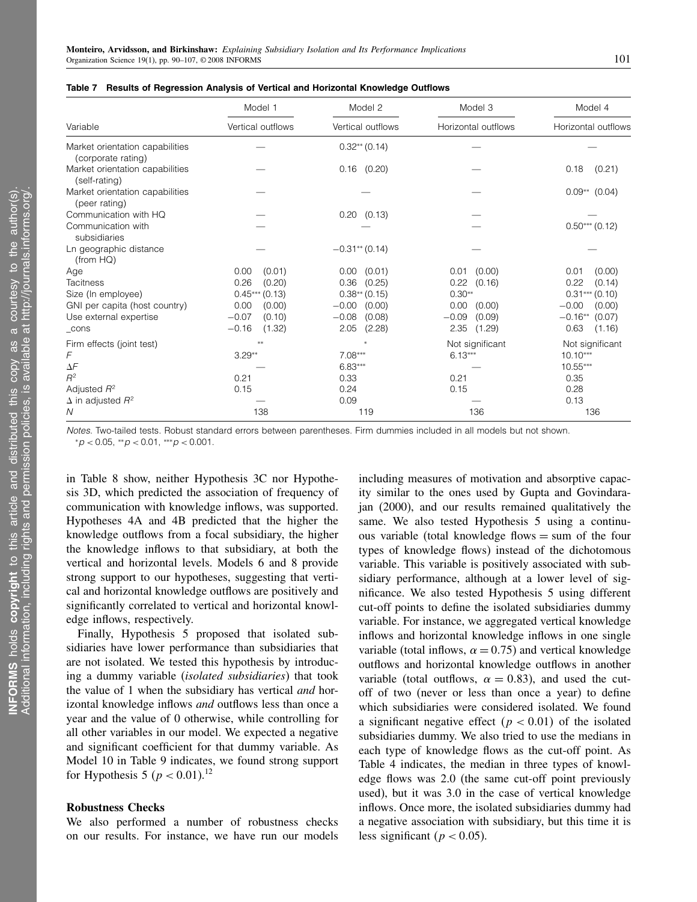**Table 7 Results of Regression Analysis of Vertical and Horizontal Knowledge Outflows**

| Variable | Model 1 Vertical outflows | Model 2 Vertical outflows | Model 3 Horizontal outflows | Model 4 Horizontal outflows |
|---|---|---|---|---|
| Market orientation capabilities (corporate rating) | — | 0.32** (0.14) | — | — |
| Market orientation capabilities (self-rating) | — | 0.16 (0.20) | — | 0.18 (0.21) |
| Market orientation capabilities (peer rating) | — | — | — | 0.09** (0.04) |
| Communication with HQ | — | 0.20 (0.13) | — | — |
| Communication with subsidiaries | — | — | — | 0.50*** (0.12) |
| Ln geographic distance (from HQ) | — | −0.31** (0.14) | — | — |
| Age | 0.00 (0.01) | 0.00 (0.01) | 0.01 (0.00) | 0.01 (0.00) |
| Tacitness | 0.26 (0.20) | 0.36 (0.25) | 0.22 (0.16) | 0.22 (0.14) |
| Size (ln employee) | 0.45*** (0.13) | 0.38** (0.15) | 0.30** | 0.31*** (0.10) |
| GNI per capita (host country) | 0.00 (0.00) | −0.00 (0.00) | 0.00 (0.00) | −0.00 (0.00) |
| Use external expertise | −0.07 (0.10) | −0.08 (0.08) | −0.09 (0.09) | −0.16** (0.07) |
| _cons | −0.16 (1.32) | 2.05 (2.28) | 2.35 (1.29) | 0.63 (1.16) |
| Firm effects (joint test) | ** | * | Not significant | Not significant |
| $F$ | 3.29** | 7.08*** | 6.13*** | 10.10*** |
| $\Delta F$ | — | 6.83*** | — | 10.55*** |
| $R^2$ | 0.21 | 0.33 | 0.21 | 0.35 |
| Adjusted $R^2$ | 0.15 | 0.24 | 0.15 | 0.28 |
| $\Delta$ in adjusted $R^2$ | — | 0.09 | — | 0.13 |
| $N$ | 138 | 119 | 136 | 136 |

*Notes.* Two-tailed tests. Robust standard errors between parentheses. Firm dummies included in all models but not shown.
$^*p < 0.05$, $^{**}p < 0.01$, $^{***}p < 0.001$.

in Table 8 show, neither Hypothesis 3C nor Hypothesis 3D, which predicted the association of frequency of communication with knowledge inflows, was supported. Hypotheses 4A and 4B predicted that the higher the knowledge outflows from a focal subsidiary, the higher the knowledge inflows to that subsidiary, at both the vertical and horizontal levels. Models 6 and 8 provide strong support to our hypotheses, suggesting that vertical and horizontal knowledge outflows are positively and significantly correlated to vertical and horizontal knowledge inflows, respectively.

Finally, Hypothesis 5 proposed that isolated subsidiaries have lower performance than subsidiaries that are not isolated. We tested this hypothesis by introducing a dummy variable (*isolated subsidiaries*) that took the value of 1 when the subsidiary has vertical *and* horizontal knowledge inflows *and* outflows less than once a year and the value of 0 otherwise, while controlling for all other variables in our model. We expected a negative and significant coefficient for that dummy variable. As Model 10 in Table 9 indicates, we found strong support for Hypothesis 5 ($p < 0.01$).[12]

## Robustness Checks

We also performed a number of robustness checks on our results. For instance, we have run our models including measures of motivation and absorptive capacity similar to the ones used by Gupta and Govindarajan (2000), and our results remained qualitatively the same. We also tested Hypothesis 5 using a continuous variable (total knowledge flows = sum of the four types of knowledge flows) instead of the dichotomous variable. This variable is positively associated with subsidiary performance, although at a lower level of significance. We also tested Hypothesis 5 using different cut-off points to define the isolated subsidiaries dummy variable. For instance, we aggregated vertical knowledge inflows and horizontal knowledge inflows in one single variable (total inflows, $\alpha = 0.75$) and vertical knowledge outflows and horizontal knowledge outflows in another variable (total outflows, $\alpha = 0.83$), and used the cut-off of two (never or less than once a year) to define which subsidiaries were considered isolated. We found a significant negative effect ($p < 0.01$) of the isolated subsidiaries dummy. We also tried to use the medians in each type of knowledge flows as the cut-off point. As Table 4 indicates, the median in three types of knowledge flows was 2.0 (the same cut-off point previously used), but it was 3.0 in the case of vertical knowledge inflows. Once more, the isolated subsidiaries dummy had a negative association with subsidiary, but this time it is less significant ($p < 0.05$).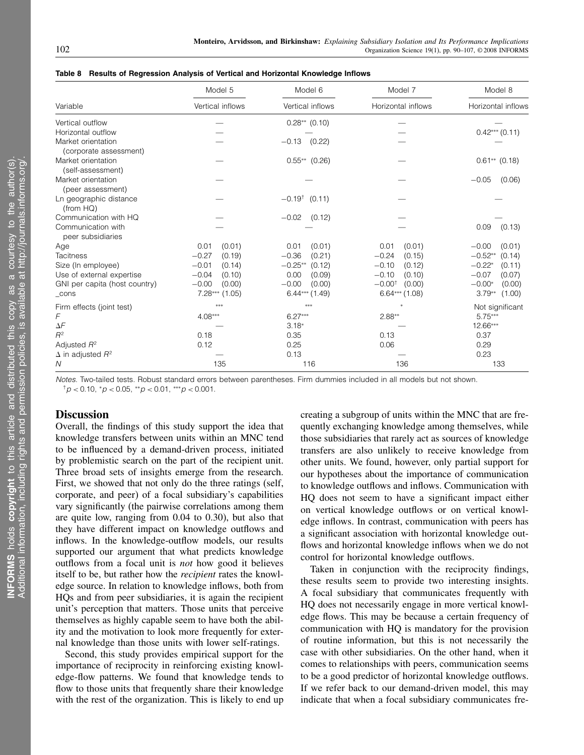**Table 8 Results of Regression Analysis of Vertical and Horizontal Knowledge Inflows**

| | Model 5 | Model 6 | Model 7 | Model 8 |
|---|---|---|---|---|
| Variable | Vertical inflows | Vertical inflows | Horizontal inflows | Horizontal inflows |
| Vertical outflow | — | 0.28** (0.10) | — | — |
| Horizontal outflow | — | — | — | 0.42*** (0.11) |
| Market orientation (corporate assessment) | — | −0.13 (0.22) | — | — |
| Market orientation (self-assessment) | — | 0.55** (0.26) | — | 0.61** (0.18) |
| Market orientation (peer assessment) | — | — | — | −0.05 (0.06) |
| Ln geographic distance (from HQ) | — | $-0.19^{\dagger}$ (0.11) | — | — |
| Communication with HQ | — | −0.02 (0.12) | — | — |
| Communication with peer subsidiaries | — | — | — | 0.09 (0.13) |
| Age | 0.01 (0.01) | 0.01 (0.01) | 0.01 (0.01) | −0.00 (0.01) |
| Tacitness | −0.27 (0.19) | −0.36 (0.21) | −0.24 (0.15) | −0.52** (0.14) |
| Size (ln employee) | −0.01 (0.14) | −0.25** (0.12) | −0.10 (0.12) | −0.22* (0.11) |
| Use of external expertise | −0.04 (0.10) | 0.00 (0.09) | −0.10 (0.10) | −0.07 (0.07) |
| GNI per capita (host country) | −0.00 (0.00) | −0.00 (0.00) | $-0.00^{\dagger}$ (0.00) | −0.00* (0.00) |
| _cons | 7.28*** (1.05) | 6.44*** (1.49) | 6.64*** (1.08) | 3.79** (1.00) |
| Firm effects (joint test) | *** | *** | * | Not significant |
| $F$ | 4.08*** | 6.27*** | 2.88** | 5.75*** |
| $\Delta F$ | — | 3.18* | — | 12.66*** |
| $R^2$ | 0.18 | 0.35 | 0.13 | 0.37 |
| Adjusted $R^2$ | 0.12 | 0.25 | 0.06 | 0.29 |
| $\Delta$ in adjusted $R^2$ | — | 0.13 | — | 0.23 |
| $N$ | 135 | 116 | 136 | 133 |

*Notes.* Two-tailed tests. Robust standard errors between parentheses. Firm dummies included in all models but not shown.
$^{\dagger}p < 0.10$, $^{*}p < 0.05$, $^{**}p < 0.01$, $^{***}p < 0.001$.

## Discussion

Overall, the findings of this study support the idea that knowledge transfers between units within an MNC tend to be influenced by a demand-driven process, initiated by problemistic search on the part of the recipient unit. Three broad sets of insights emerge from the research. First, we showed that not only do the three ratings (self, corporate, and peer) of a focal subsidiary's capabilities vary significantly (the pairwise correlations among them are quite low, ranging from 0.04 to 0.30), but also that they have different impact on knowledge outflows and inflows. In the knowledge-outflow models, our results supported our argument that what predicts knowledge outflows from a focal unit is *not* how good it believes itself to be, but rather how the *recipient* rates the knowledge source. In relation to knowledge inflows, both from HQs and from peer subsidiaries, it is again the recipient unit's perception that matters. Those units that perceive themselves as highly capable seem to have both the ability and the motivation to look more frequently for external knowledge than those units with lower self-ratings.

Second, this study provides empirical support for the importance of reciprocity in reinforcing existing knowledge-flow patterns. We found that knowledge tends to flow to those units that frequently share their knowledge with the rest of the organization. This is likely to end up creating a subgroup of units within the MNC that are frequently exchanging knowledge among themselves, while those subsidiaries that rarely act as sources of knowledge transfers are also unlikely to receive knowledge from other units. We found, however, only partial support for our hypotheses about the importance of communication to knowledge outflows and inflows. Communication with HQ does not seem to have a significant impact either on vertical knowledge outflows or on vertical knowledge inflows. In contrast, communication with peers has a significant association with horizontal knowledge outflows and horizontal knowledge inflows when we do not control for horizontal knowledge outflows.

Taken in conjunction with the reciprocity findings, these results seem to provide two interesting insights. A focal subsidiary that communicates frequently with HQ does not necessarily engage in more vertical knowledge flows. This may be because a certain frequency of communication with HQ is mandatory for the provision of routine information, but this is not necessarily the case with other subsidiaries. On the other hand, when it comes to relationships with peers, communication seems to be a good predictor of horizontal knowledge outflows. If we refer back to our demand-driven model, this may indicate that when a focal subsidiary communicates fre-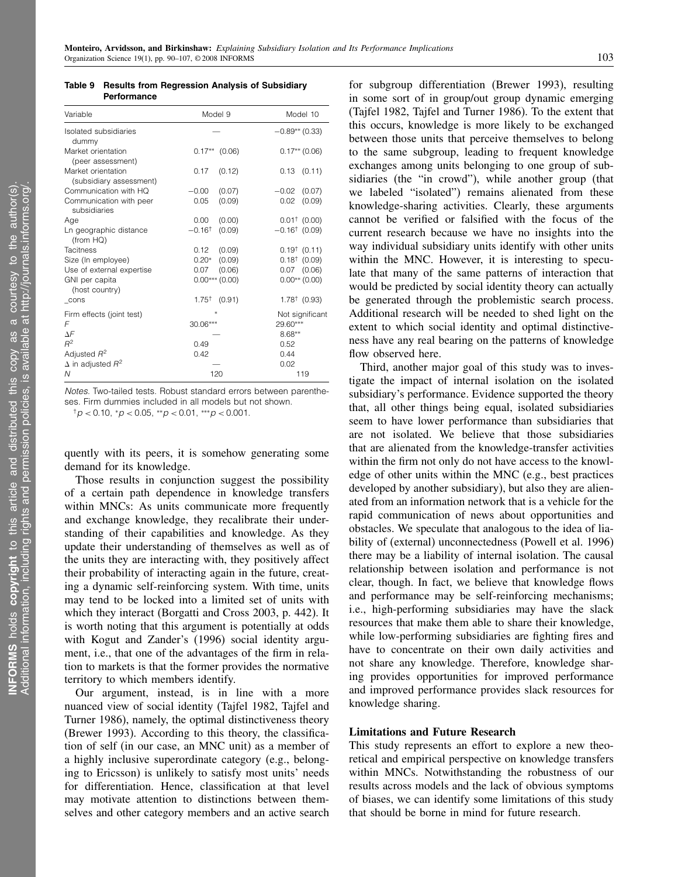**Table 9 Results from Regression Analysis of Subsidiary Performance**

| Variable | Model 9 | Model 10 |
|---|---|---|
| Isolated subsidiaries dummy | — | $-0.89^{**}$ (0.33) |
| Market orientation (peer assessment) | $0.17^{**}$ (0.06) | $0.17^{**}$ (0.06) |
| Market orientation (subsidiary assessment) | 0.17 (0.12) | 0.13 (0.11) |
| Communication with HQ | $-0.00$ (0.07) | $-0.02$ (0.07) |
| Communication with peer subsidiaries | 0.05 (0.09) | 0.02 (0.09) |
| Age | 0.00 (0.00) | $0.01^{\dagger}$ (0.00) |
| Ln geographic distance (from HQ) | $-0.16^{\dagger}$ (0.09) | $-0.16^{\dagger}$ (0.09) |
| Tacitness | 0.12 (0.09) | $0.19^{\dagger}$ (0.11) |
| Size (ln employee) | $0.20^{*}$ (0.09) | $0.18^{\dagger}$ (0.09) |
| Use of external expertise | 0.07 (0.06) | 0.07 (0.06) |
| GNI per capita (host country) | $0.00^{***}$ (0.00) | $0.00^{**}$ (0.00) |
| _cons | $1.75^{\dagger}$ (0.91) | $1.78^{\dagger}$ (0.93) |
| Firm effects (joint test) | * | Not significant |
| $F$ | $30.06^{***}$ | $29.60^{***}$ |
| $\Delta F$ | — | $8.68^{**}$ |
| $R^2$ | 0.49 | 0.52 |
| Adjusted $R^2$ | 0.42 | 0.44 |
| $\Delta$ in adjusted $R^2$ | — | 0.02 |
| $N$ | 120 | 119 |

*Notes.* Two-tailed tests. Robust standard errors between parentheses. Firm dummies included in all models but not shown.

$^{\dagger}p < 0.10$, $^{*}p < 0.05$, $^{**}p < 0.01$, $^{***}p < 0.001$.

quently with its peers, it is somehow generating some demand for its knowledge.

Those results in conjunction suggest the possibility of a certain path dependence in knowledge transfers within MNCs: As units communicate more frequently and exchange knowledge, they recalibrate their understanding of their capabilities and knowledge. As they update their understanding of themselves as well as of the units they are interacting with, they positively affect their probability of interacting again in the future, creating a dynamic self-reinforcing system. With time, units may tend to be locked into a limited set of units with which they interact (Borgatti and Cross 2003, p. 442). It is worth noting that this argument is potentially at odds with Kogut and Zander's (1996) social identity argument, i.e., that one of the advantages of the firm in relation to markets is that the former provides the normative territory to which members identify.

Our argument, instead, is in line with a more nuanced view of social identity (Tajfel 1982, Tajfel and Turner 1986), namely, the optimal distinctiveness theory (Brewer 1993). According to this theory, the classification of self (in our case, an MNC unit) as a member of a highly inclusive superordinate category (e.g., belonging to Ericsson) is unlikely to satisfy most units' needs for differentiation. Hence, classification at that level may motivate attention to distinctions between themselves and other category members and an active search for subgroup differentiation (Brewer 1993), resulting in some sort of in group/out group dynamic emerging (Tajfel 1982, Tajfel and Turner 1986). To the extent that this occurs, knowledge is more likely to be exchanged between those units that perceive themselves to belong to the same subgroup, leading to frequent knowledge exchanges among units belonging to one group of subsidiaries (the "in crowd"), while another group (that we labeled "isolated") remains alienated from these knowledge-sharing activities. Clearly, these arguments cannot be verified or falsified with the focus of the current research because we have no insights into the way individual subsidiary units identify with other units within the MNC. However, it is interesting to speculate that many of the same patterns of interaction that would be predicted by social identity theory can actually be generated through the problemistic search process. Additional research will be needed to shed light on the extent to which social identity and optimal distinctiveness have any real bearing on the patterns of knowledge flow observed here.

Third, another major goal of this study was to investigate the impact of internal isolation on the isolated subsidiary's performance. Evidence supported the theory that, all other things being equal, isolated subsidiaries seem to have lower performance than subsidiaries that are not isolated. We believe that those subsidiaries that are alienated from the knowledge-transfer activities within the firm not only do not have access to the knowledge of other units within the MNC (e.g., best practices developed by another subsidiary), but also they are alienated from an information network that is a vehicle for the rapid communication of news about opportunities and obstacles. We speculate that analogous to the idea of liability of (external) unconnectedness (Powell et al. 1996) there may be a liability of internal isolation. The causal relationship between isolation and performance is not clear, though. In fact, we believe that knowledge flows and performance may be self-reinforcing mechanisms; i.e., high-performing subsidiaries may have the slack resources that make them able to share their knowledge, while low-performing subsidiaries are fighting fires and have to concentrate on their own daily activities and not share any knowledge. Therefore, knowledge sharing provides opportunities for improved performance and improved performance provides slack resources for knowledge sharing.

## Limitations and Future Research

This study represents an effort to explore a new theoretical and empirical perspective on knowledge transfers within MNCs. Notwithstanding the robustness of our results across models and the lack of obvious symptoms of biases, we can identify some limitations of this study that should be borne in mind for future research.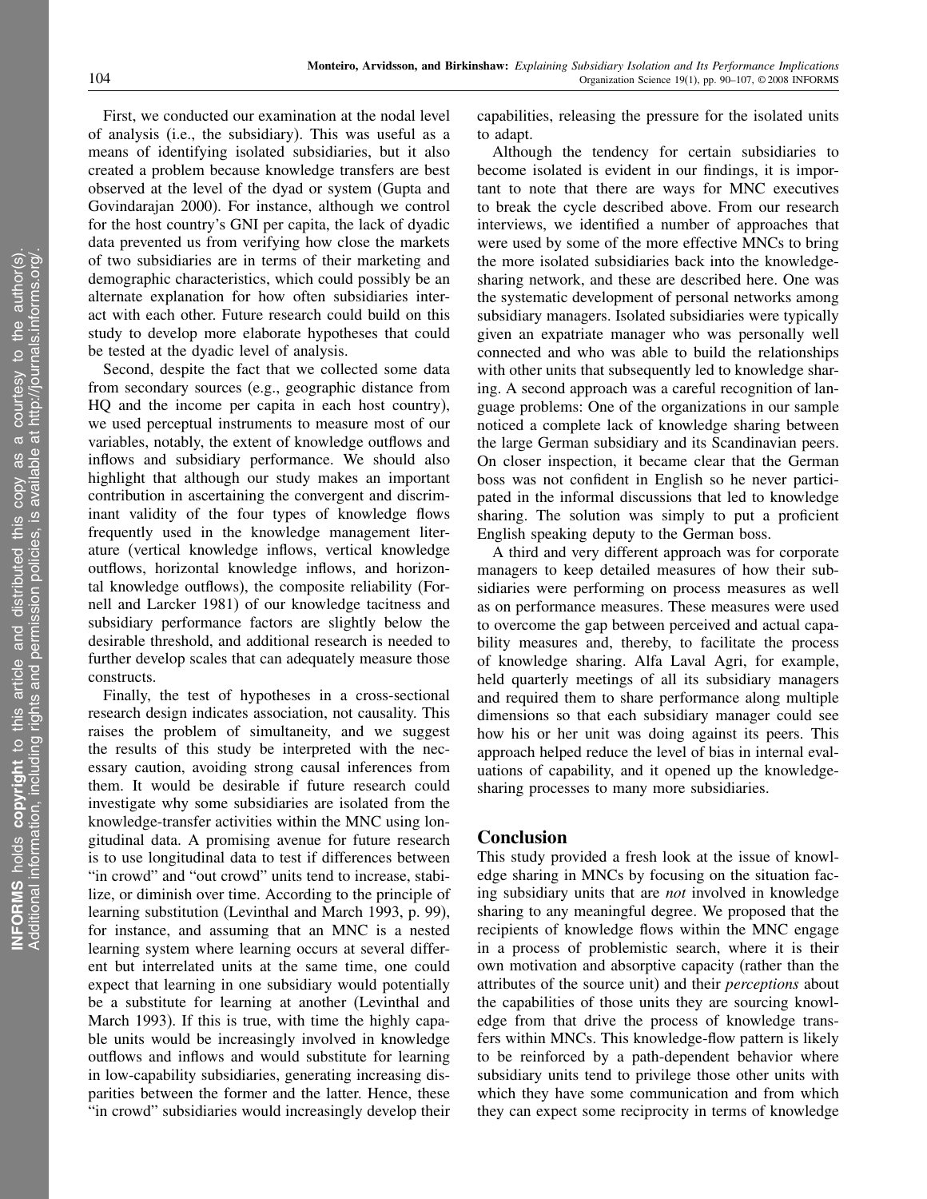First, we conducted our examination at the nodal level of analysis (i.e., the subsidiary). This was useful as a means of identifying isolated subsidiaries, but it also created a problem because knowledge transfers are best observed at the level of the dyad or system (Gupta and Govindarajan 2000). For instance, although we control for the host country's GNI per capita, the lack of dyadic data prevented us from verifying how close the markets of two subsidiaries are in terms of their marketing and demographic characteristics, which could possibly be an alternate explanation for how often subsidiaries interact with each other. Future research could build on this study to develop more elaborate hypotheses that could be tested at the dyadic level of analysis.

Second, despite the fact that we collected some data from secondary sources (e.g., geographic distance from HQ and the income per capita in each host country), we used perceptual instruments to measure most of our variables, notably, the extent of knowledge outflows and inflows and subsidiary performance. We should also highlight that although our study makes an important contribution in ascertaining the convergent and discriminant validity of the four types of knowledge flows frequently used in the knowledge management literature (vertical knowledge inflows, vertical knowledge outflows, horizontal knowledge inflows, and horizontal knowledge outflows), the composite reliability (Fornell and Larcker 1981) of our knowledge tacitness and subsidiary performance factors are slightly below the desirable threshold, and additional research is needed to further develop scales that can adequately measure those constructs.

Finally, the test of hypotheses in a cross-sectional research design indicates association, not causality. This raises the problem of simultaneity, and we suggest the results of this study be interpreted with the necessary caution, avoiding strong causal inferences from them. It would be desirable if future research could investigate why some subsidiaries are isolated from the knowledge-transfer activities within the MNC using longitudinal data. A promising avenue for future research is to use longitudinal data to test if differences between "in crowd" and "out crowd" units tend to increase, stabilize, or diminish over time. According to the principle of learning substitution (Levinthal and March 1993, p. 99), for instance, and assuming that an MNC is a nested learning system where learning occurs at several different but interrelated units at the same time, one could expect that learning in one subsidiary would potentially be a substitute for learning at another (Levinthal and March 1993). If this is true, with time the highly capable units would be increasingly involved in knowledge outflows and inflows and would substitute for learning in low-capability subsidiaries, generating increasing disparities between the former and the latter. Hence, these "in crowd" subsidiaries would increasingly develop their capabilities, releasing the pressure for the isolated units to adapt.

Although the tendency for certain subsidiaries to become isolated is evident in our findings, it is important to note that there are ways for MNC executives to break the cycle described above. From our research interviews, we identified a number of approaches that were used by some of the more effective MNCs to bring the more isolated subsidiaries back into the knowledge-sharing network, and these are described here. One was the systematic development of personal networks among subsidiary managers. Isolated subsidiaries were typically given an expatriate manager who was personally well connected and who was able to build the relationships with other units that subsequently led to knowledge sharing. A second approach was a careful recognition of language problems: One of the organizations in our sample noticed a complete lack of knowledge sharing between the large German subsidiary and its Scandinavian peers. On closer inspection, it became clear that the German boss was not confident in English so he never participated in the informal discussions that led to knowledge sharing. The solution was simply to put a proficient English speaking deputy to the German boss.

A third and very different approach was for corporate managers to keep detailed measures of how their subsidiaries were performing on process measures as well as on performance measures. These measures were used to overcome the gap between perceived and actual capability measures and, thereby, to facilitate the process of knowledge sharing. Alfa Laval Agri, for example, held quarterly meetings of all its subsidiary managers and required them to share performance along multiple dimensions so that each subsidiary manager could see how his or her unit was doing against its peers. This approach helped reduce the level of bias in internal evaluations of capability, and it opened up the knowledge-sharing processes to many more subsidiaries.

## Conclusion

This study provided a fresh look at the issue of knowledge sharing in MNCs by focusing on the situation facing subsidiary units that are *not* involved in knowledge sharing to any meaningful degree. We proposed that the recipients of knowledge flows within the MNC engage in a process of problemistic search, where it is their own motivation and absorptive capacity (rather than the attributes of the source unit) and their *perceptions* about the capabilities of those units they are sourcing knowledge from that drive the process of knowledge transfers within MNCs. This knowledge-flow pattern is likely to be reinforced by a path-dependent behavior where subsidiary units tend to privilege those other units with which they have some communication and from which they can expect some reciprocity in terms of knowledge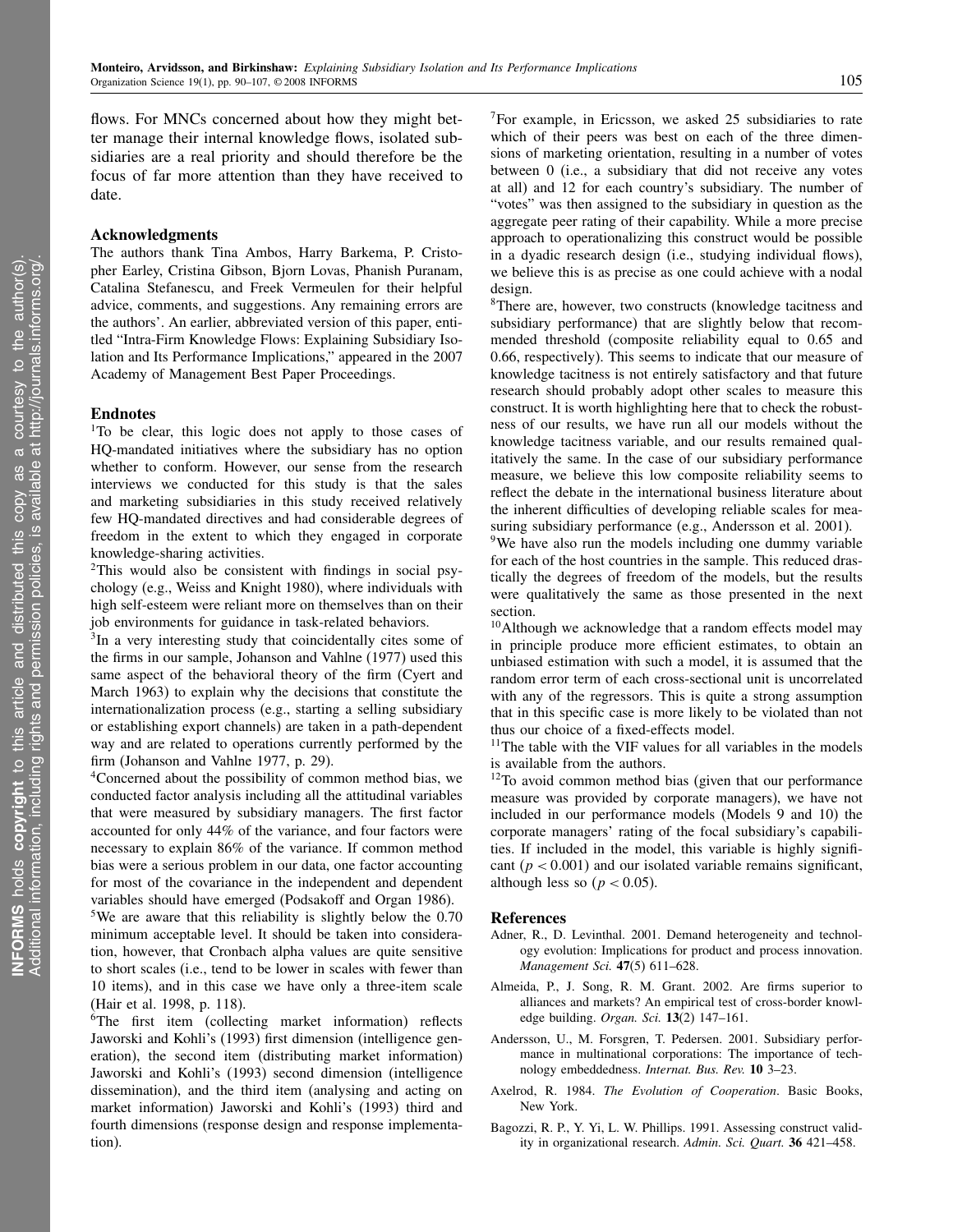flows. For MNCs concerned about how they might better manage their internal knowledge flows, isolated subsidiaries are a real priority and should therefore be the focus of far more attention than they have received to date.

## Acknowledgments

The authors thank Tina Ambos, Harry Barkema, P. Cristopher Earley, Cristina Gibson, Bjorn Lovas, Phanish Puranam, Catalina Stefanescu, and Freek Vermeulen for their helpful advice, comments, and suggestions. Any remaining errors are the authors'. An earlier, abbreviated version of this paper, entitled "Intra-Firm Knowledge Flows: Explaining Subsidiary Isolation and Its Performance Implications," appeared in the 2007 Academy of Management Best Paper Proceedings.

## Endnotes

[1]To be clear, this logic does not apply to those cases of HQ-mandated initiatives where the subsidiary has no option whether to conform. However, our sense from the research interviews we conducted for this study is that the sales and marketing subsidiaries in this study received relatively few HQ-mandated directives and had considerable degrees of freedom in the extent to which they engaged in corporate knowledge-sharing activities.

[2]This would also be consistent with findings in social psychology (e.g., Weiss and Knight 1980), where individuals with high self-esteem were reliant more on themselves than on their job environments for guidance in task-related behaviors.

[3]In a very interesting study that coincidentally cites some of the firms in our sample, Johanson and Vahlne (1977) used this same aspect of the behavioral theory of the firm (Cyert and March 1963) to explain why the decisions that constitute the internationalization process (e.g., starting a selling subsidiary or establishing export channels) are taken in a path-dependent way and are related to operations currently performed by the firm (Johanson and Vahlne 1977, p. 29).

[4]Concerned about the possibility of common method bias, we conducted factor analysis including all the attitudinal variables that were measured by subsidiary managers. The first factor accounted for only 44% of the variance, and four factors were necessary to explain 86% of the variance. If common method bias were a serious problem in our data, one factor accounting for most of the covariance in the independent and dependent variables should have emerged (Podsakoff and Organ 1986).

[5]We are aware that this reliability is slightly below the 0.70 minimum acceptable level. It should be taken into consideration, however, that Cronbach alpha values are quite sensitive to short scales (i.e., tend to be lower in scales with fewer than 10 items), and in this case we have only a three-item scale (Hair et al. 1998, p. 118).

[6]The first item (collecting market information) reflects Jaworski and Kohli's (1993) first dimension (intelligence generation), the second item (distributing market information) Jaworski and Kohli's (1993) second dimension (intelligence dissemination), and the third item (analysing and acting on market information) Jaworski and Kohli's (1993) third and fourth dimensions (response design and response implementation).

[7]For example, in Ericsson, we asked 25 subsidiaries to rate which of their peers was best on each of the three dimensions of marketing orientation, resulting in a number of votes between 0 (i.e., a subsidiary that did not receive any votes at all) and 12 for each country's subsidiary. The number of "votes" was then assigned to the subsidiary in question as the aggregate peer rating of their capability. While a more precise approach to operationalizing this construct would be possible in a dyadic research design (i.e., studying individual flows), we believe this is as precise as one could achieve with a nodal design.

[8]There are, however, two constructs (knowledge tacitness and subsidiary performance) that are slightly below that recommended threshold (composite reliability equal to 0.65 and 0.66, respectively). This seems to indicate that our measure of knowledge tacitness is not entirely satisfactory and that future research should probably adopt other scales to measure this construct. It is worth highlighting here that to check the robustness of our results, we have run all our models without the knowledge tacitness variable, and our results remained qualitatively the same. In the case of our subsidiary performance measure, we believe this low composite reliability seems to reflect the debate in the international business literature about the inherent difficulties of developing reliable scales for measuring subsidiary performance (e.g., Andersson et al. 2001).

[9]We have also run the models including one dummy variable for each of the host countries in the sample. This reduced drastically the degrees of freedom of the models, but the results were qualitatively the same as those presented in the next section.

[10]Although we acknowledge that a random effects model may in principle produce more efficient estimates, to obtain an unbiased estimation with such a model, it is assumed that the random error term of each cross-sectional unit is uncorrelated with any of the regressors. This is quite a strong assumption that in this specific case is more likely to be violated than not thus our choice of a fixed-effects model.

[11]The table with the VIF values for all variables in the models is available from the authors.

[12]To avoid common method bias (given that our performance measure was provided by corporate managers), we have not included in our performance models (Models 9 and 10) the corporate managers' rating of the focal subsidiary's capabilities. If included in the model, this variable is highly significant ($p < 0.001$) and our isolated variable remains significant, although less so ($p < 0.05$).

## References

Adner, R., D. Levinthal. 2001. Demand heterogeneity and technology evolution: Implications for product and process innovation. *Management Sci.* **47**(5) 611–628.

Almeida, P., J. Song, R. M. Grant. 2002. Are firms superior to alliances and markets? An empirical test of cross-border knowledge building. *Organ. Sci.* **13**(2) 147–161.

Andersson, U., M. Forsgren, T. Pedersen. 2001. Subsidiary performance in multinational corporations: The importance of technology embeddedness. *Internat. Bus. Rev.* **10** 3–23.

Axelrod, R. 1984. *The Evolution of Cooperation*. Basic Books, New York.

Bagozzi, R. P., Y. Yi, L. W. Phillips. 1991. Assessing construct validity in organizational research. *Admin. Sci. Quart.* **36** 421–458.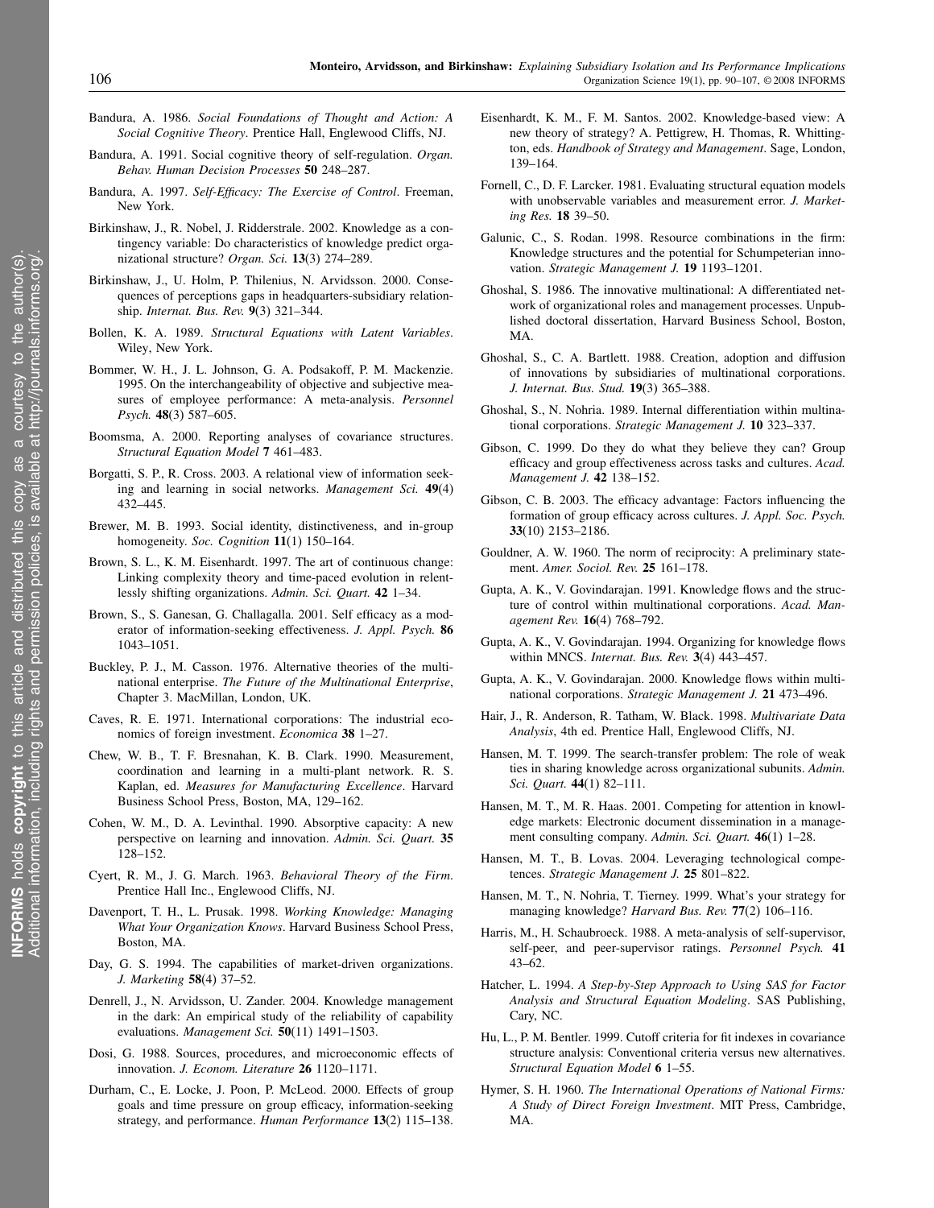Bandura, A. 1986. *Social Foundations of Thought and Action: A Social Cognitive Theory*. Prentice Hall, Englewood Cliffs, NJ.

Bandura, A. 1991. Social cognitive theory of self-regulation. *Organ. Behav. Human Decision Processes* **50** 248–287.

Bandura, A. 1997. *Self-Efficacy: The Exercise of Control*. Freeman, New York.

Birkinshaw, J., R. Nobel, J. Ridderstrale. 2002. Knowledge as a contingency variable: Do characteristics of knowledge predict organizational structure? *Organ. Sci.* **13**(3) 274–289.

Birkinshaw, J., U. Holm, P. Thilenius, N. Arvidsson. 2000. Consequences of perceptions gaps in headquarters-subsidiary relationship. *Internat. Bus. Rev.* **9**(3) 321–344.

Bollen, K. A. 1989. *Structural Equations with Latent Variables*. Wiley, New York.

Bommer, W. H., J. L. Johnson, G. A. Podsakoff, P. M. Mackenzie. 1995. On the interchangeability of objective and subjective measures of employee performance: A meta-analysis. *Personnel Psych.* **48**(3) 587–605.

Boomsma, A. 2000. Reporting analyses of covariance structures. *Structural Equation Model* **7** 461–483.

Borgatti, S. P., R. Cross. 2003. A relational view of information seeking and learning in social networks. *Management Sci.* **49**(4) 432–445.

Brewer, M. B. 1993. Social identity, distinctiveness, and in-group homogeneity. *Soc. Cognition* **11**(1) 150–164.

Brown, S. L., K. M. Eisenhardt. 1997. The art of continuous change: Linking complexity theory and time-paced evolution in relentlessly shifting organizations. *Admin. Sci. Quart.* **42** 1–34.

Brown, S., S. Ganesan, G. Challagalla. 2001. Self efficacy as a moderator of information-seeking effectiveness. *J. Appl. Psych.* **86** 1043–1051.

Buckley, P. J., M. Casson. 1976. Alternative theories of the multinational enterprise. *The Future of the Multinational Enterprise*, Chapter 3. MacMillan, London, UK.

Caves, R. E. 1971. International corporations: The industrial economics of foreign investment. *Economica* **38** 1–27.

Chew, W. B., T. F. Bresnahan, K. B. Clark. 1990. Measurement, coordination and learning in a multi-plant network. R. S. Kaplan, ed. *Measures for Manufacturing Excellence*. Harvard Business School Press, Boston, MA, 129–162.

Cohen, W. M., D. A. Levinthal. 1990. Absorptive capacity: A new perspective on learning and innovation. *Admin. Sci. Quart.* **35** 128–152.

Cyert, R. M., J. G. March. 1963. *Behavioral Theory of the Firm*. Prentice Hall Inc., Englewood Cliffs, NJ.

Davenport, T. H., L. Prusak. 1998. *Working Knowledge: Managing What Your Organization Knows*. Harvard Business School Press, Boston, MA.

Day, G. S. 1994. The capabilities of market-driven organizations. *J. Marketing* **58**(4) 37–52.

Denrell, J., N. Arvidsson, U. Zander. 2004. Knowledge management in the dark: An empirical study of the reliability of capability evaluations. *Management Sci.* **50**(11) 1491–1503.

Dosi, G. 1988. Sources, procedures, and microeconomic effects of innovation. *J. Econom. Literature* **26** 1120–1171.

Durham, C., E. Locke, J. Poon, P. McLeod. 2000. Effects of group goals and time pressure on group efficacy, information-seeking strategy, and performance. *Human Performance* **13**(2) 115–138.

Eisenhardt, K. M., F. M. Santos. 2002. Knowledge-based view: A new theory of strategy? A. Pettigrew, H. Thomas, R. Whittington, eds. *Handbook of Strategy and Management*. Sage, London, 139–164.

Fornell, C., D. F. Larcker. 1981. Evaluating structural equation models with unobservable variables and measurement error. *J. Marketing Res.* **18** 39–50.

Galunic, C., S. Rodan. 1998. Resource combinations in the firm: Knowledge structures and the potential for Schumpeterian innovation. *Strategic Management J.* **19** 1193–1201.

Ghoshal, S. 1986. The innovative multinational: A differentiated network of organizational roles and management processes. Unpublished doctoral dissertation, Harvard Business School, Boston, MA.

Ghoshal, S., C. A. Bartlett. 1988. Creation, adoption and diffusion of innovations by subsidiaries of multinational corporations. *J. Internat. Bus. Stud.* **19**(3) 365–388.

Ghoshal, S., N. Nohria. 1989. Internal differentiation within multinational corporations. *Strategic Management J.* **10** 323–337.

Gibson, C. 1999. Do they do what they believe they can? Group efficacy and group effectiveness across tasks and cultures. *Acad. Management J.* **42** 138–152.

Gibson, C. B. 2003. The efficacy advantage: Factors influencing the formation of group efficacy across cultures. *J. Appl. Soc. Psych.* **33**(10) 2153–2186.

Gouldner, A. W. 1960. The norm of reciprocity: A preliminary statement. *Amer. Sociol. Rev.* **25** 161–178.

Gupta, A. K., V. Govindarajan. 1991. Knowledge flows and the structure of control within multinational corporations. *Acad. Management Rev.* **16**(4) 768–792.

Gupta, A. K., V. Govindarajan. 1994. Organizing for knowledge flows within MNCS. *Internat. Bus. Rev.* **3**(4) 443–457.

Gupta, A. K., V. Govindarajan. 2000. Knowledge flows within multinational corporations. *Strategic Management J.* **21** 473–496.

Hair, J., R. Anderson, R. Tatham, W. Black. 1998. *Multivariate Data Analysis*, 4th ed. Prentice Hall, Englewood Cliffs, NJ.

Hansen, M. T. 1999. The search-transfer problem: The role of weak ties in sharing knowledge across organizational subunits. *Admin. Sci. Quart.* **44**(1) 82–111.

Hansen, M. T., M. R. Haas. 2001. Competing for attention in knowledge markets: Electronic document dissemination in a management consulting company. *Admin. Sci. Quart.* **46**(1) 1–28.

Hansen, M. T., B. Lovas. 2004. Leveraging technological competences. *Strategic Management J.* **25** 801–822.

Hansen, M. T., N. Nohria, T. Tierney. 1999. What's your strategy for managing knowledge? *Harvard Bus. Rev.* **77**(2) 106–116.

Harris, M., H. Schaubroeck. 1988. A meta-analysis of self-supervisor, self-peer, and peer-supervisor ratings. *Personnel Psych.* **41** 43–62.

Hatcher, L. 1994. *A Step-by-Step Approach to Using SAS for Factor Analysis and Structural Equation Modeling*. SAS Publishing, Cary, NC.

Hu, L., P. M. Bentler. 1999. Cutoff criteria for fit indexes in covariance structure analysis: Conventional criteria versus new alternatives. *Structural Equation Model* **6** 1–55.

Hymer, S. H. 1960. *The International Operations of National Firms: A Study of Direct Foreign Investment*. MIT Press, Cambridge, MA.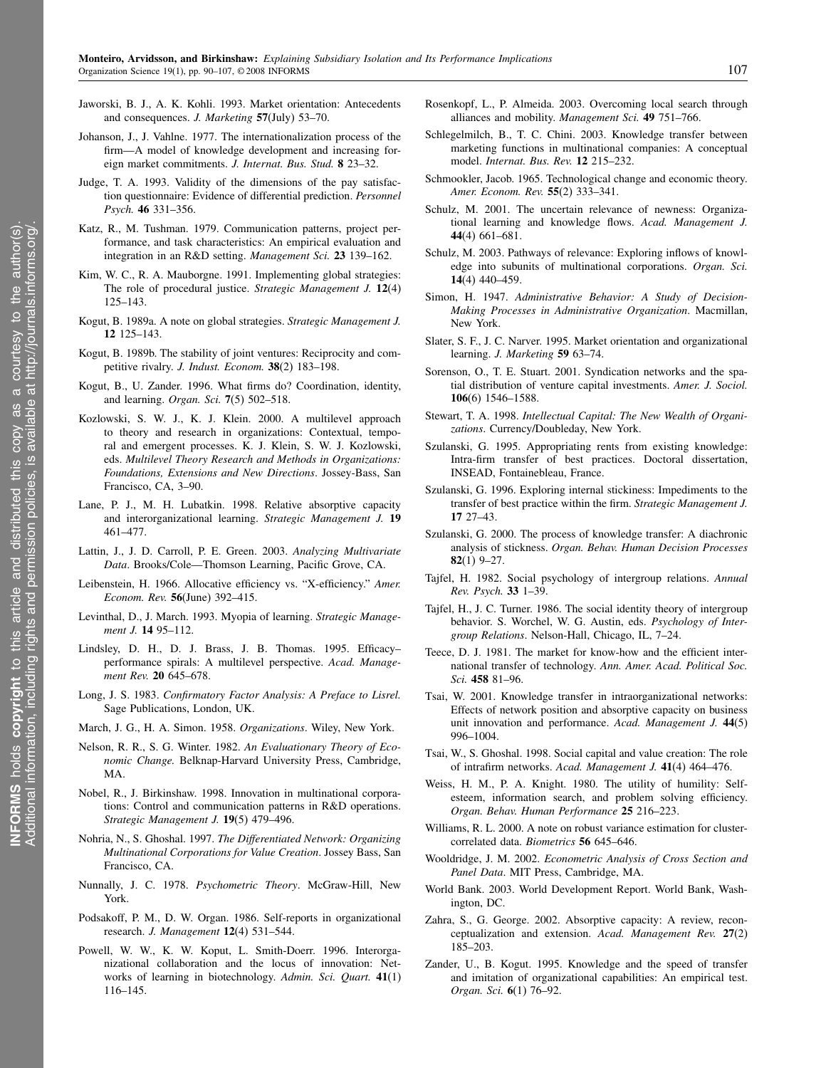Jaworski, B. J., A. K. Kohli. 1993. Market orientation: Antecedents and consequences. *J. Marketing* **57**(July) 53–70.

Johanson, J., J. Vahlne. 1977. The internationalization process of the firm—A model of knowledge development and increasing foreign market commitments. *J. Internat. Bus. Stud.* **8** 23–32.

Judge, T. A. 1993. Validity of the dimensions of the pay satisfaction questionnaire: Evidence of differential prediction. *Personnel Psych.* **46** 331–356.

Katz, R., M. Tushman. 1979. Communication patterns, project performance, and task characteristics: An empirical evaluation and integration in an R&D setting. *Management Sci.* **23** 139–162.

Kim, W. C., R. A. Mauborgne. 1991. Implementing global strategies: The role of procedural justice. *Strategic Management J.* **12**(4) 125–143.

Kogut, B. 1989a. A note on global strategies. *Strategic Management J.* **12** 125–143.

Kogut, B. 1989b. The stability of joint ventures: Reciprocity and competitive rivalry. *J. Indust. Econom.* **38**(2) 183–198.

Kogut, B., U. Zander. 1996. What firms do? Coordination, identity, and learning. *Organ. Sci.* **7**(5) 502–518.

Kozlowski, S. W. J., K. J. Klein. 2000. A multilevel approach to theory and research in organizations: Contextual, temporal and emergent processes. K. J. Klein, S. W. J. Kozlowski, eds. *Multilevel Theory Research and Methods in Organizations: Foundations, Extensions and New Directions*. Jossey-Bass, San Francisco, CA, 3–90.

Lane, P. J., M. H. Lubatkin. 1998. Relative absorptive capacity and interorganizational learning. *Strategic Management J.* **19** 461–477.

Lattin, J., J. D. Carroll, P. E. Green. 2003. *Analyzing Multivariate Data*. Brooks/Cole—Thomson Learning, Pacific Grove, CA.

Leibenstein, H. 1966. Allocative efficiency vs. "X-efficiency." *Amer. Econom. Rev.* **56**(June) 392–415.

Levinthal, D., J. March. 1993. Myopia of learning. *Strategic Management J.* **14** 95–112.

Lindsley, D. H., D. J. Brass, J. B. Thomas. 1995. Efficacy–performance spirals: A multilevel perspective. *Acad. Management Rev.* **20** 645–678.

Long, J. S. 1983. *Confirmatory Factor Analysis: A Preface to Lisrel*. Sage Publications, London, UK.

March, J. G., H. A. Simon. 1958. *Organizations*. Wiley, New York.

Nelson, R. R., S. G. Winter. 1982. *An Evaluationary Theory of Economic Change.* Belknap-Harvard University Press, Cambridge, MA.

Nobel, R., J. Birkinshaw. 1998. Innovation in multinational corporations: Control and communication patterns in R&D operations. *Strategic Management J.* **19**(5) 479–496.

Nohria, N., S. Ghoshal. 1997. *The Differentiated Network: Organizing Multinational Corporations for Value Creation*. Jossey Bass, San Francisco, CA.

Nunnally, J. C. 1978. *Psychometric Theory*. McGraw-Hill, New York.

Podsakoff, P. M., D. W. Organ. 1986. Self-reports in organizational research. *J. Management* **12**(4) 531–544.

Powell, W. W., K. W. Koput, L. Smith-Doerr. 1996. Interorganizational collaboration and the locus of innovation: Networks of learning in biotechnology. *Admin. Sci. Quart.* **41**(1) 116–145.

Rosenkopf, L., P. Almeida. 2003. Overcoming local search through alliances and mobility. *Management Sci.* **49** 751–766.

Schlegelmilch, B., T. C. Chini. 2003. Knowledge transfer between marketing functions in multinational companies: A conceptual model. *Internat. Bus. Rev.* **12** 215–232.

Schmookler, Jacob. 1965. Technological change and economic theory. *Amer. Econom. Rev.* **55**(2) 333–341.

Schulz, M. 2001. The uncertain relevance of newness: Organizational learning and knowledge flows. *Acad. Management J.* **44**(4) 661–681.

Schulz, M. 2003. Pathways of relevance: Exploring inflows of knowledge into subunits of multinational corporations. *Organ. Sci.* **14**(4) 440–459.

Simon, H. 1947. *Administrative Behavior: A Study of Decision-Making Processes in Administrative Organization*. Macmillan, New York.

Slater, S. F., J. C. Narver. 1995. Market orientation and organizational learning. *J. Marketing* **59** 63–74.

Sorenson, O., T. E. Stuart. 2001. Syndication networks and the spatial distribution of venture capital investments. *Amer. J. Sociol.* **106**(6) 1546–1588.

Stewart, T. A. 1998. *Intellectual Capital: The New Wealth of Organizations*. Currency/Doubleday, New York.

Szulanski, G. 1995. Appropriating rents from existing knowledge: Intra-firm transfer of best practices. Doctoral dissertation, INSEAD, Fontainebleau, France.

Szulanski, G. 1996. Exploring internal stickiness: Impediments to the transfer of best practice within the firm. *Strategic Management J.* **17** 27–43.

Szulanski, G. 2000. The process of knowledge transfer: A diachronic analysis of stickness. *Organ. Behav. Human Decision Processes* **82**(1) 9–27.

Tajfel, H. 1982. Social psychology of intergroup relations. *Annual Rev. Psych.* **33** 1–39.

Tajfel, H., J. C. Turner. 1986. The social identity theory of intergroup behavior. S. Worchel, W. G. Austin, eds. *Psychology of Intergroup Relations*. Nelson-Hall, Chicago, IL, 7–24.

Teece, D. J. 1981. The market for know-how and the efficient international transfer of technology. *Ann. Amer. Acad. Political Soc. Sci.* **458** 81–96.

Tsai, W. 2001. Knowledge transfer in intraorganizational networks: Effects of network position and absorptive capacity on business unit innovation and performance. *Acad. Management J.* **44**(5) 996–1004.

Tsai, W., S. Ghoshal. 1998. Social capital and value creation: The role of intrafirm networks. *Acad. Management J.* **41**(4) 464–476.

Weiss, H. M., P. A. Knight. 1980. The utility of humility: Self-esteem, information search, and problem solving efficiency. *Organ. Behav. Human Performance* **25** 216–223.

Williams, R. L. 2000. A note on robust variance estimation for cluster-correlated data. *Biometrics* **56** 645–646.

Wooldridge, J. M. 2002. *Econometric Analysis of Cross Section and Panel Data*. MIT Press, Cambridge, MA.

World Bank. 2003. World Development Report. World Bank, Washington, DC.

Zahra, S., G. George. 2002. Absorptive capacity: A review, reconceptualization and extension. *Acad. Management Rev.* **27**(2) 185–203.

Zander, U., B. Kogut. 1995. Knowledge and the speed of transfer and imitation of organizational capabilities: An empirical test. *Organ. Sci.* **6**(1) 76–92.